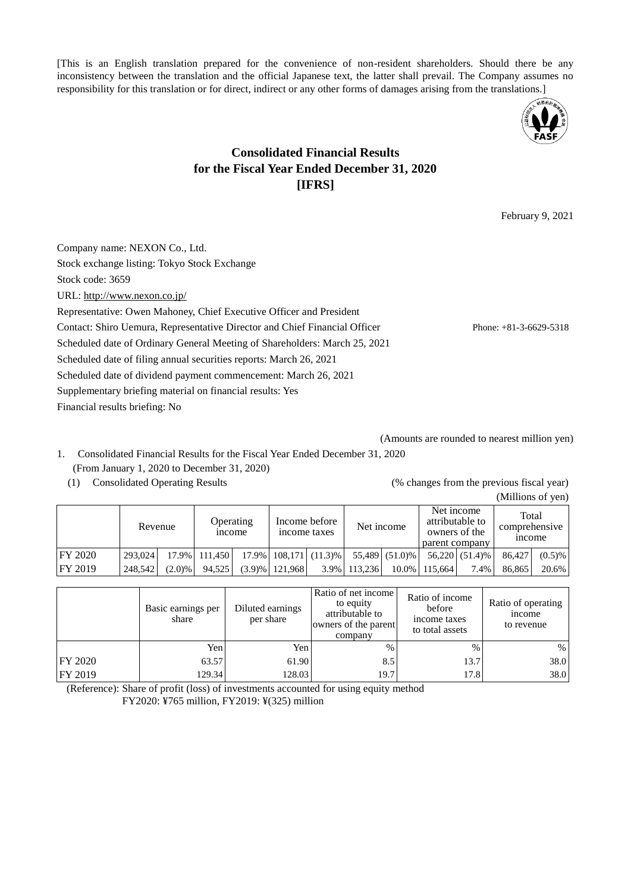[This is an English translation prepared for the convenience of non-resident shareholders. Should there be any inconsistency between the translation and the official Japanese text, the latter shall prevail. The Company assumes no responsibility for this translation or for direct, indirect or any other forms of damages arising from the translations.]

# Consolidated Financial Results for the Fiscal Year Ended December 31, 2020 [IFRS]

February 9, 2021

Company name: NEXON Co., Ltd.
Stock exchange listing: Tokyo Stock Exchange
Stock code: 3659
URL: http://www.nexon.co.jp/
Representative: Owen Mahoney, Chief Executive Officer and President
Contact: Shiro Uemura, Representative Director and Chief Financial Officer Phone: +81-3-6629-5318
Scheduled date of Ordinary General Meeting of Shareholders: March 25, 2021
Scheduled date of filing annual securities reports: March 26, 2021
Scheduled date of dividend payment commencement: March 26, 2021
Supplementary briefing material on financial results: Yes
Financial results briefing: No

(Amounts are rounded to nearest million yen)

1. Consolidated Financial Results for the Fiscal Year Ended December 31, 2020
(From January 1, 2020 to December 31, 2020)
(1) Consolidated Operating Results (% changes from the previous fiscal year)

(Millions of yen)

| | Revenue | | Operating income | | Income before income taxes | | Net income | | Net income attributable to owners of the parent company | | Total comprehensive income | |
|---|---|---|---|---|---|---|---|---|---|---|---|---|
| FY 2020 | 293,024 | 17.9% | 111,450 | 17.9% | 108,171 | (11.3)% | 55,489 | (51.0)% | 56,220 | (51.4)% | 86,427 | (0.5)% |
| FY 2019 | 248,542 | (2.0)% | 94,525 | (3.9)% | 121,968 | 3.9% | 113,236 | 10.0% | 115,664 | 7.4% | 86,865 | 20.6% |

| | Basic earnings per share | Diluted earnings per share | Ratio of net income to equity attributable to owners of the parent company | Ratio of income before income taxes to total assets | Ratio of operating income to revenue |
|---|---|---|---|---|---|
| | Yen | Yen | % | % | % |
| FY 2020 | 63.57 | 61.90 | 8.5 | 13.7 | 38.0 |
| FY 2019 | 129.34 | 128.03 | 19.7 | 17.8 | 38.0 |

(Reference): Share of profit (loss) of investments accounted for using equity method
FY2020: ¥765 million, FY2019: ¥(325) million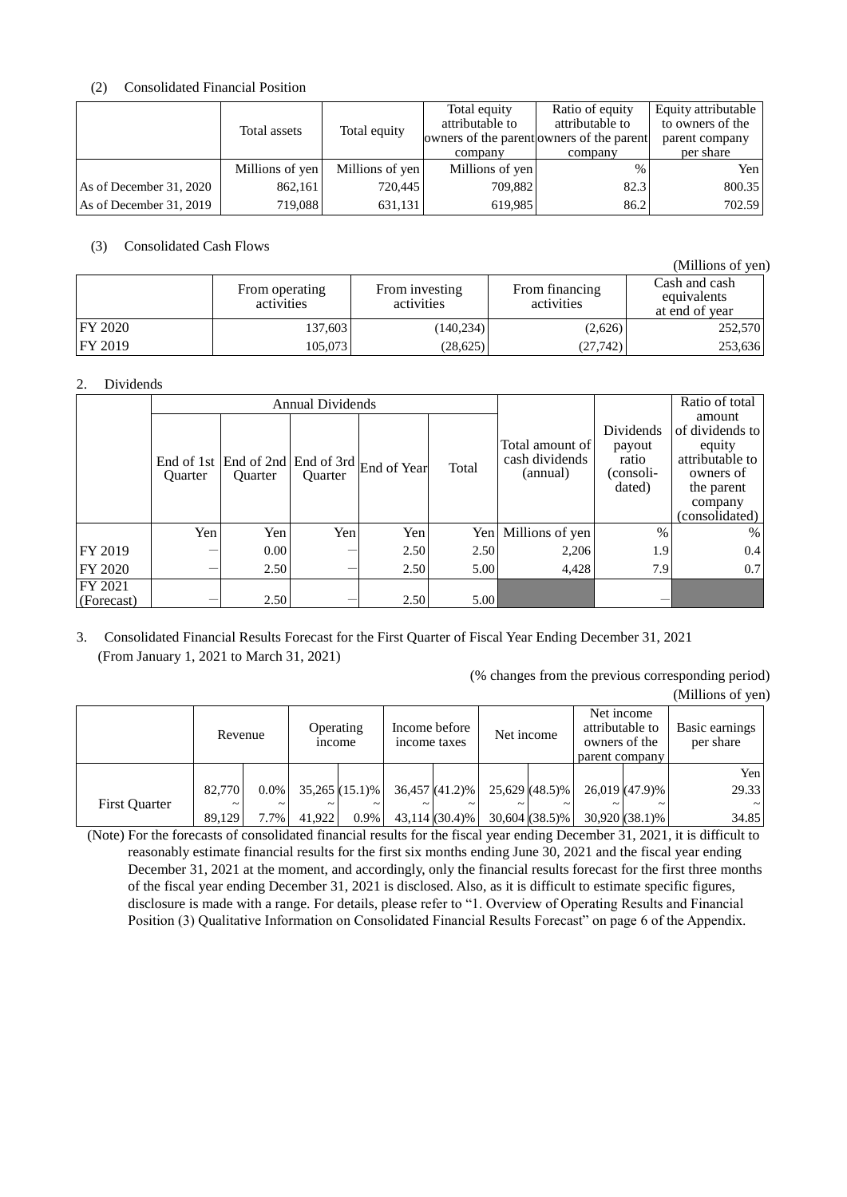(2) Consolidated Financial Position

| | Total assets | Total equity | Total equity attributable to owners of the parent company | Ratio of equity attributable to owners of the parent company | Equity attributable to owners of the parent company per share |
|---|---|---|---|---|---|
| | Millions of yen | Millions of yen | Millions of yen | % | Yen |
| As of December 31, 2020 | 862,161 | 720,445 | 709,882 | 82.3 | 800.35 |
| As of December 31, 2019 | 719,088 | 631,131 | 619,985 | 86.2 | 702.59 |

(3) Consolidated Cash Flows

(Millions of yen)

| | From operating activities | From investing activities | From financing activities | Cash and cash equivalents at end of year |
|---|---|---|---|---|
| FY 2020 | 137,603 | (140,234) | (2,626) | 252,570 |
| FY 2019 | 105,073 | (28,625) | (27,742) | 253,636 |

2. Dividends

| | Annual Dividends | | | | | Total amount of cash dividends (annual) | Dividends payout ratio (consoli-dated) | Ratio of total amount of dividends to equity attributable to owners of the parent company (consolidated) |
|---|---|---|---|---|---|---|---|---|
| | End of 1st Quarter | End of 2nd Quarter | End of 3rd Quarter | End of Year | Total | | | |
| | Yen | Yen | Yen | Yen | Yen | Millions of yen | % | % |
| FY 2019 | ― | 0.00 | ― | 2.50 | 2.50 | 2,206 | 1.9 | 0.4 |
| FY 2020 | ― | 2.50 | ― | 2.50 | 5.00 | 4,428 | 7.9 | 0.7 |
| FY 2021 (Forecast) | ― | 2.50 | ― | 2.50 | 5.00 | | ― | |

3. Consolidated Financial Results Forecast for the First Quarter of Fiscal Year Ending December 31, 2021
(From January 1, 2021 to March 31, 2021)

(% changes from the previous corresponding period)

(Millions of yen)

| | Revenue | | Operating income | | Income before income taxes | | Net income | | Net income attributable to owners of the parent company | | Basic earnings per share |
|---|---|---|---|---|---|---|---|---|---|---|---|
| | | | | | | | | | | | Yen |
| First Quarter | 82,770 ～ 89,129 | 0.0% ～ 7.7% | 35,265 ～ 41,922 | (15.1)% ～ 0.9% | 36,457 ～ 43,114 | (41.2)% ～ (30.4)% | 25,629 ～ 30,604 | (48.5)% ～ (38.5)% | 26,019 ～ 30,920 | (47.9)% ～ (38.1)% | 29.33 ～ 34.85 |

(Note) For the forecasts of consolidated financial results for the fiscal year ending December 31, 2021, it is difficult to reasonably estimate financial results for the first six months ending June 30, 2021 and the fiscal year ending December 31, 2021 at the moment, and accordingly, only the financial results forecast for the first three months of the fiscal year ending December 31, 2021 is disclosed. Also, as it is difficult to estimate specific figures, disclosure is made with a range. For details, please refer to "1. Overview of Operating Results and Financial Position (3) Qualitative Information on Consolidated Financial Results Forecast" on page 6 of the Appendix.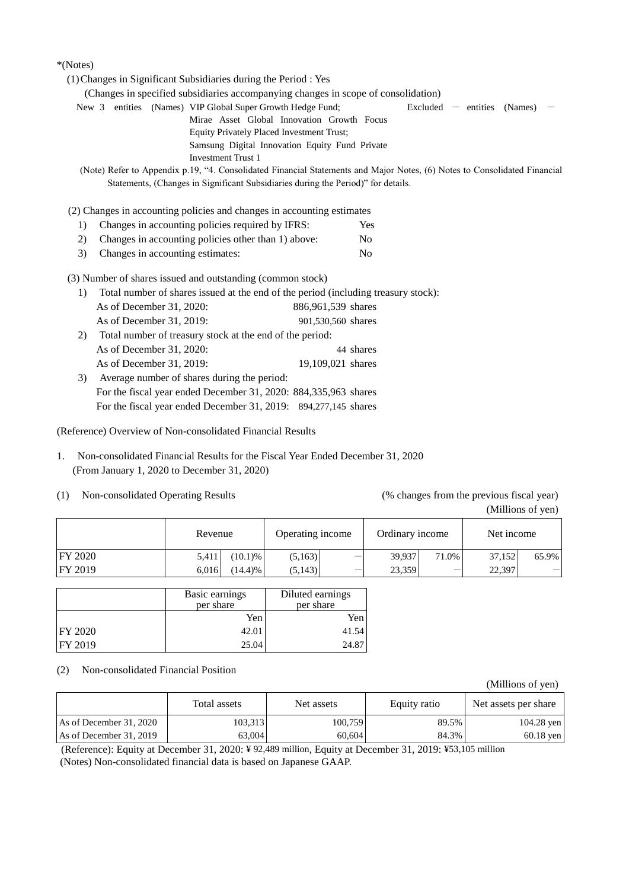*(Notes)

(1) Changes in Significant Subsidiaries during the Period : Yes

(Changes in specified subsidiaries accompanying changes in scope of consolidation)

New 3 entities (Names) VIP Global Super Growth Hedge Fund; Mirae Asset Global Innovation Growth Focus Equity Privately Placed Investment Trust; Samsung Digital Innovation Equity Fund Private Investment Trust 1

Excluded — entities (Names) —

(Note) Refer to Appendix p.19, "4. Consolidated Financial Statements and Major Notes, (6) Notes to Consolidated Financial Statements, (Changes in Significant Subsidiaries during the Period)" for details.

(2) Changes in accounting policies and changes in accounting estimates

1) Changes in accounting policies required by IFRS: Yes
2) Changes in accounting policies other than 1) above: No
3) Changes in accounting estimates: No

(3) Number of shares issued and outstanding (common stock)

1) Total number of shares issued at the end of the period (including treasury stock):
   As of December 31, 2020: 886,961,539 shares
   As of December 31, 2019: 901,530,560 shares
2) Total number of treasury stock at the end of the period:
   As of December 31, 2020: 44 shares
   As of December 31, 2019: 19,109,021 shares
3) Average number of shares during the period:
   For the fiscal year ended December 31, 2020: 884,335,963 shares
   For the fiscal year ended December 31, 2019: 894,277,145 shares

(Reference) Overview of Non-consolidated Financial Results

1. Non-consolidated Financial Results for the Fiscal Year Ended December 31, 2020
   (From January 1, 2020 to December 31, 2020)

(1) Non-consolidated Operating Results (% changes from the previous fiscal year)

(Millions of yen)

| | Revenue | | Operating income | | Ordinary income | | Net income | |
|---|---|---|---|---|---|---|---|---|
| FY 2020 | 5,411 | (10.1)% | (5,163) | — | 39,937 | 71.0% | 37,152 | 65.9% |
| FY 2019 | 6,016 | (14.4)% | (5,143) | — | 23,359 | — | 22,397 | — |

| | Basic earnings per share | Diluted earnings per share |
|---|---|---|
| | Yen | Yen |
| FY 2020 | 42.01 | 41.54 |
| FY 2019 | 25.04 | 24.87 |

(2) Non-consolidated Financial Position

(Millions of yen)

| | Total assets | Net assets | Equity ratio | Net assets per share |
|---|---|---|---|---|
| As of December 31, 2020 | 103,313 | 100,759 | 89.5% | 104.28 yen |
| As of December 31, 2019 | 63,004 | 60,604 | 84.3% | 60.18 yen |

(Reference): Equity at December 31, 2020: ¥ 92,489 million, Equity at December 31, 2019: ¥53,105 million

(Notes) Non-consolidated financial data is based on Japanese GAAP.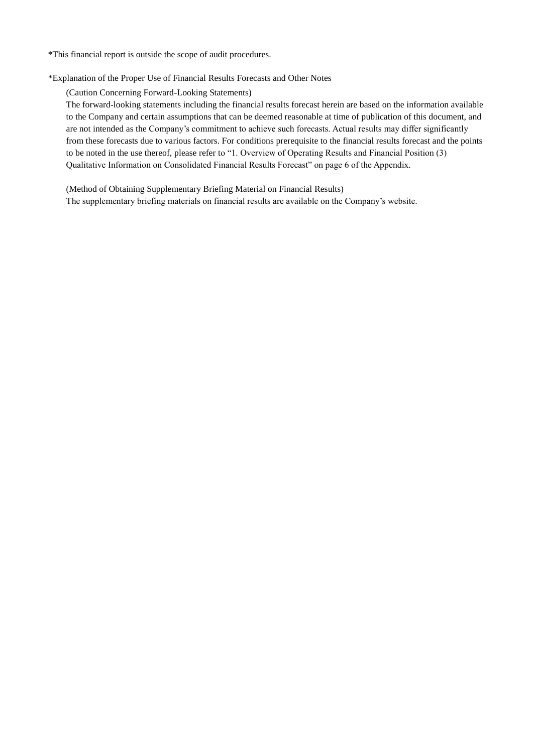*This financial report is outside the scope of audit procedures.

*Explanation of the Proper Use of Financial Results Forecasts and Other Notes

(Caution Concerning Forward-Looking Statements)

The forward-looking statements including the financial results forecast herein are based on the information available to the Company and certain assumptions that can be deemed reasonable at time of publication of this document, and are not intended as the Company's commitment to achieve such forecasts. Actual results may differ significantly from these forecasts due to various factors. For conditions prerequisite to the financial results forecast and the points to be noted in the use thereof, please refer to "1. Overview of Operating Results and Financial Position (3) Qualitative Information on Consolidated Financial Results Forecast" on page 6 of the Appendix.

(Method of Obtaining Supplementary Briefing Material on Financial Results)

The supplementary briefing materials on financial results are available on the Company's website.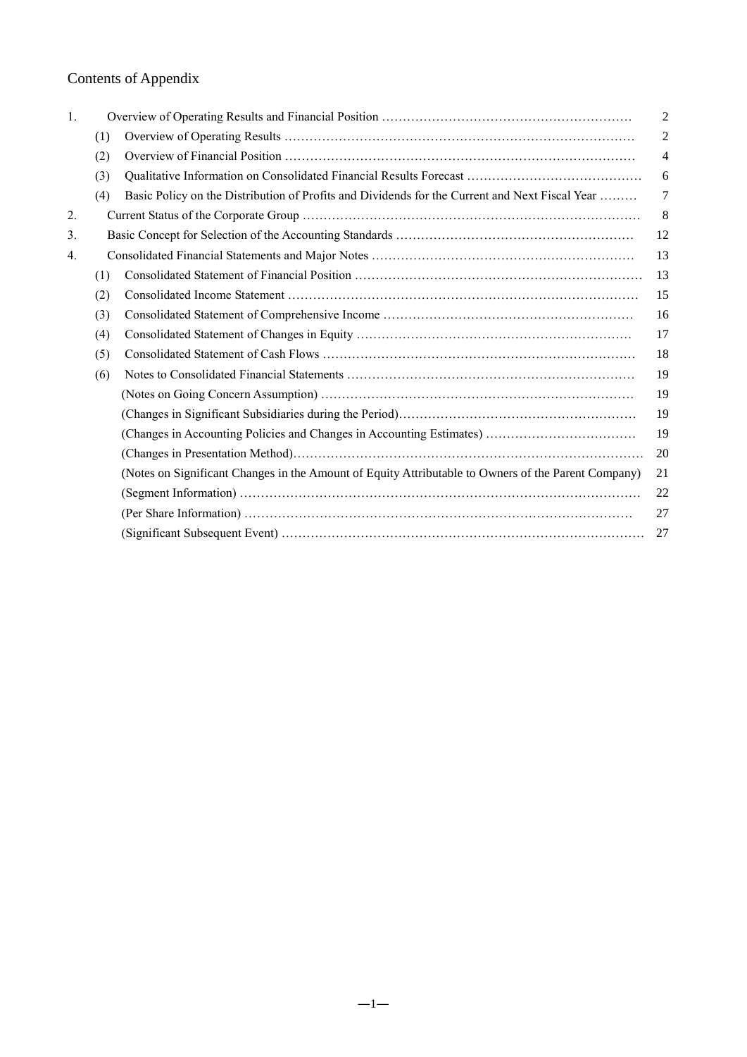# Contents of Appendix

| | | | |
|---|---|---|---|
| 1. | | Overview of Operating Results and Financial Position | 2 |
| | (1) | Overview of Operating Results | 2 |
| | (2) | Overview of Financial Position | 4 |
| | (3) | Qualitative Information on Consolidated Financial Results Forecast | 6 |
| | (4) | Basic Policy on the Distribution of Profits and Dividends for the Current and Next Fiscal Year | 7 |
| 2. | | Current Status of the Corporate Group | 8 |
| 3. | | Basic Concept for Selection of the Accounting Standards | 12 |
| 4. | | Consolidated Financial Statements and Major Notes | 13 |
| | (1) | Consolidated Statement of Financial Position | 13 |
| | (2) | Consolidated Income Statement | 15 |
| | (3) | Consolidated Statement of Comprehensive Income | 16 |
| | (4) | Consolidated Statement of Changes in Equity | 17 |
| | (5) | Consolidated Statement of Cash Flows | 18 |
| | (6) | Notes to Consolidated Financial Statements | 19 |
| | | (Notes on Going Concern Assumption) | 19 |
| | | (Changes in Significant Subsidiaries during the Period) | 19 |
| | | (Changes in Accounting Policies and Changes in Accounting Estimates) | 19 |
| | | (Changes in Presentation Method) | 20 |
| | | (Notes on Significant Changes in the Amount of Equity Attributable to Owners of the Parent Company) | 21 |
| | | (Segment Information) | 22 |
| | | (Per Share Information) | 27 |
| | | (Significant Subsequent Event) | 27 |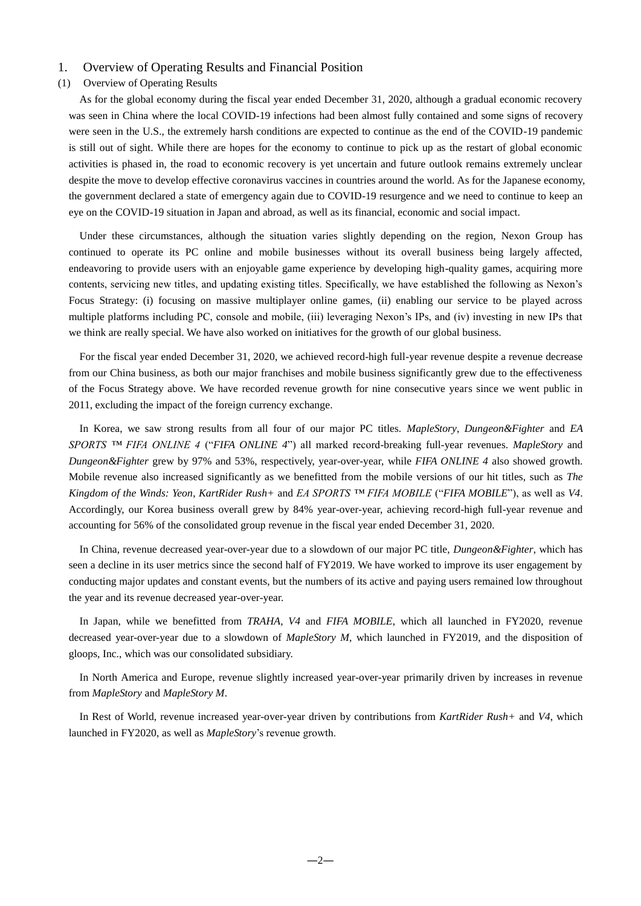# 1. Overview of Operating Results and Financial Position

## (1) Overview of Operating Results

As for the global economy during the fiscal year ended December 31, 2020, although a gradual economic recovery was seen in China where the local COVID-19 infections had been almost fully contained and some signs of recovery were seen in the U.S., the extremely harsh conditions are expected to continue as the end of the COVID-19 pandemic is still out of sight. While there are hopes for the economy to continue to pick up as the restart of global economic activities is phased in, the road to economic recovery is yet uncertain and future outlook remains extremely unclear despite the move to develop effective coronavirus vaccines in countries around the world. As for the Japanese economy, the government declared a state of emergency again due to COVID-19 resurgence and we need to continue to keep an eye on the COVID-19 situation in Japan and abroad, as well as its financial, economic and social impact.

Under these circumstances, although the situation varies slightly depending on the region, Nexon Group has continued to operate its PC online and mobile businesses without its overall business being largely affected, endeavoring to provide users with an enjoyable game experience by developing high-quality games, acquiring more contents, servicing new titles, and updating existing titles. Specifically, we have established the following as Nexon's Focus Strategy: (i) focusing on massive multiplayer online games, (ii) enabling our service to be played across multiple platforms including PC, console and mobile, (iii) leveraging Nexon's IPs, and (iv) investing in new IPs that we think are really special. We have also worked on initiatives for the growth of our global business.

For the fiscal year ended December 31, 2020, we achieved record-high full-year revenue despite a revenue decrease from our China business, as both our major franchises and mobile business significantly grew due to the effectiveness of the Focus Strategy above. We have recorded revenue growth for nine consecutive years since we went public in 2011, excluding the impact of the foreign currency exchange.

In Korea, we saw strong results from all four of our major PC titles. *MapleStory*, *Dungeon&Fighter* and *EA SPORTS ™ FIFA ONLINE 4* ("*FIFA ONLINE 4*") all marked record-breaking full-year revenues. *MapleStory* and *Dungeon&Fighter* grew by 97% and 53%, respectively, year-over-year, while *FIFA ONLINE 4* also showed growth. Mobile revenue also increased significantly as we benefitted from the mobile versions of our hit titles, such as *The Kingdom of the Winds: Yeon*, *KartRider Rush+* and *EA SPORTS ™ FIFA MOBILE* ("*FIFA MOBILE*"), as well as *V4*. Accordingly, our Korea business overall grew by 84% year-over-year, achieving record-high full-year revenue and accounting for 56% of the consolidated group revenue in the fiscal year ended December 31, 2020.

In China, revenue decreased year-over-year due to a slowdown of our major PC title, *Dungeon&Fighter*, which has seen a decline in its user metrics since the second half of FY2019. We have worked to improve its user engagement by conducting major updates and constant events, but the numbers of its active and paying users remained low throughout the year and its revenue decreased year-over-year.

In Japan, while we benefitted from *TRAHA*, *V4* and *FIFA MOBILE*, which all launched in FY2020, revenue decreased year-over-year due to a slowdown of *MapleStory M*, which launched in FY2019, and the disposition of gloops, Inc., which was our consolidated subsidiary.

In North America and Europe, revenue slightly increased year-over-year primarily driven by increases in revenue from *MapleStory* and *MapleStory M*.

In Rest of World, revenue increased year-over-year driven by contributions from *KartRider Rush+* and *V4*, which launched in FY2020, as well as *MapleStory*'s revenue growth.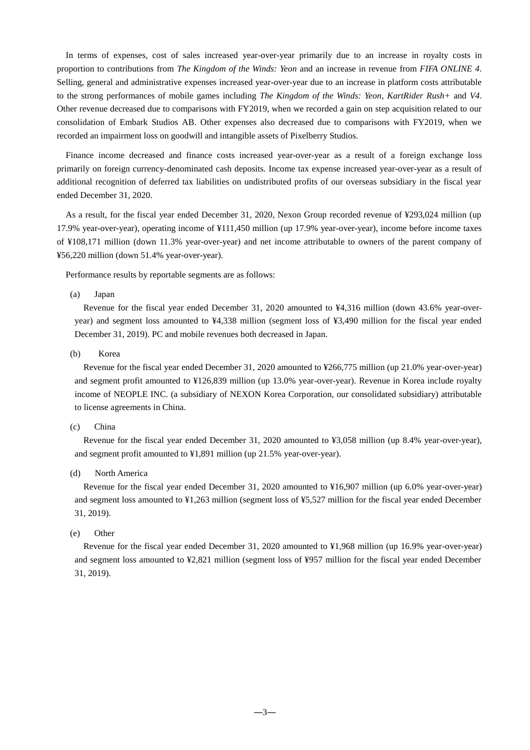In terms of expenses, cost of sales increased year-over-year primarily due to an increase in royalty costs in proportion to contributions from *The Kingdom of the Winds: Yeon* and an increase in revenue from *FIFA ONLINE 4*. Selling, general and administrative expenses increased year-over-year due to an increase in platform costs attributable to the strong performances of mobile games including *The Kingdom of the Winds: Yeon*, *KartRider Rush+* and *V4*. Other revenue decreased due to comparisons with FY2019, when we recorded a gain on step acquisition related to our consolidation of Embark Studios AB. Other expenses also decreased due to comparisons with FY2019, when we recorded an impairment loss on goodwill and intangible assets of Pixelberry Studios.

Finance income decreased and finance costs increased year-over-year as a result of a foreign exchange loss primarily on foreign currency-denominated cash deposits. Income tax expense increased year-over-year as a result of additional recognition of deferred tax liabilities on undistributed profits of our overseas subsidiary in the fiscal year ended December 31, 2020.

As a result, for the fiscal year ended December 31, 2020, Nexon Group recorded revenue of ¥293,024 million (up 17.9% year-over-year), operating income of ¥111,450 million (up 17.9% year-over-year), income before income taxes of ¥108,171 million (down 11.3% year-over-year) and net income attributable to owners of the parent company of ¥56,220 million (down 51.4% year-over-year).

Performance results by reportable segments are as follows:

(a) Japan

Revenue for the fiscal year ended December 31, 2020 amounted to ¥4,316 million (down 43.6% year-over-year) and segment loss amounted to ¥4,338 million (segment loss of ¥3,490 million for the fiscal year ended December 31, 2019). PC and mobile revenues both decreased in Japan.

(b) Korea

Revenue for the fiscal year ended December 31, 2020 amounted to ¥266,775 million (up 21.0% year-over-year) and segment profit amounted to ¥126,839 million (up 13.0% year-over-year). Revenue in Korea include royalty income of NEOPLE INC. (a subsidiary of NEXON Korea Corporation, our consolidated subsidiary) attributable to license agreements in China.

(c) China

Revenue for the fiscal year ended December 31, 2020 amounted to ¥3,058 million (up 8.4% year-over-year), and segment profit amounted to ¥1,891 million (up 21.5% year-over-year).

(d) North America

Revenue for the fiscal year ended December 31, 2020 amounted to ¥16,907 million (up 6.0% year-over-year) and segment loss amounted to ¥1,263 million (segment loss of ¥5,527 million for the fiscal year ended December 31, 2019).

(e) Other

Revenue for the fiscal year ended December 31, 2020 amounted to ¥1,968 million (up 16.9% year-over-year) and segment loss amounted to ¥2,821 million (segment loss of ¥957 million for the fiscal year ended December 31, 2019).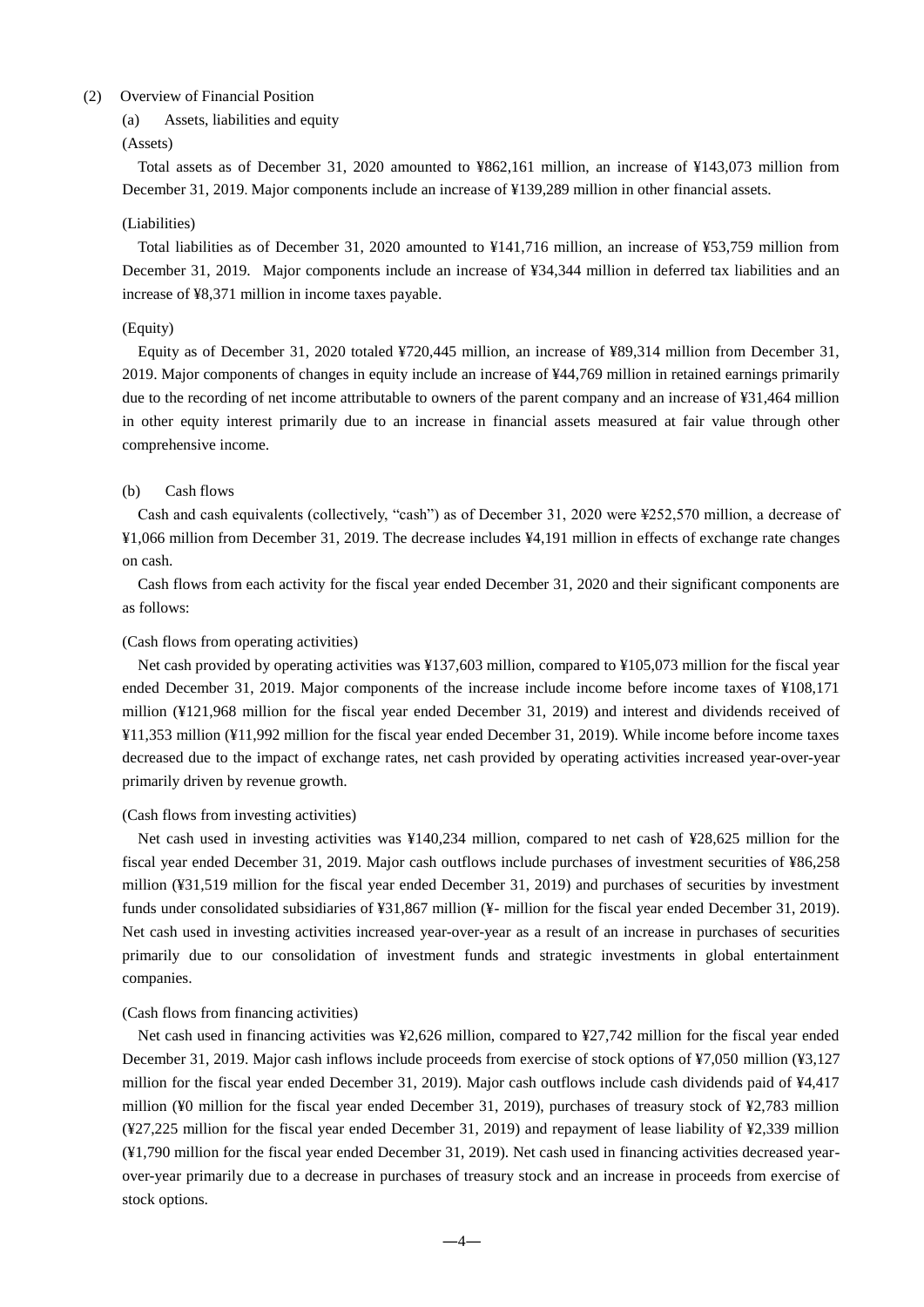## (2) Overview of Financial Position

### (a) Assets, liabilities and equity

(Assets)

Total assets as of December 31, 2020 amounted to ¥862,161 million, an increase of ¥143,073 million from December 31, 2019. Major components include an increase of ¥139,289 million in other financial assets.

(Liabilities)

Total liabilities as of December 31, 2020 amounted to ¥141,716 million, an increase of ¥53,759 million from December 31, 2019. Major components include an increase of ¥34,344 million in deferred tax liabilities and an increase of ¥8,371 million in income taxes payable.

(Equity)

Equity as of December 31, 2020 totaled ¥720,445 million, an increase of ¥89,314 million from December 31, 2019. Major components of changes in equity include an increase of ¥44,769 million in retained earnings primarily due to the recording of net income attributable to owners of the parent company and an increase of ¥31,464 million in other equity interest primarily due to an increase in financial assets measured at fair value through other comprehensive income.

### (b) Cash flows

Cash and cash equivalents (collectively, "cash") as of December 31, 2020 were ¥252,570 million, a decrease of ¥1,066 million from December 31, 2019. The decrease includes ¥4,191 million in effects of exchange rate changes on cash.

Cash flows from each activity for the fiscal year ended December 31, 2020 and their significant components are as follows:

(Cash flows from operating activities)

Net cash provided by operating activities was ¥137,603 million, compared to ¥105,073 million for the fiscal year ended December 31, 2019. Major components of the increase include income before income taxes of ¥108,171 million (¥121,968 million for the fiscal year ended December 31, 2019) and interest and dividends received of ¥11,353 million (¥11,992 million for the fiscal year ended December 31, 2019). While income before income taxes decreased due to the impact of exchange rates, net cash provided by operating activities increased year-over-year primarily driven by revenue growth.

(Cash flows from investing activities)

Net cash used in investing activities was ¥140,234 million, compared to net cash of ¥28,625 million for the fiscal year ended December 31, 2019. Major cash outflows include purchases of investment securities of ¥86,258 million (¥31,519 million for the fiscal year ended December 31, 2019) and purchases of securities by investment funds under consolidated subsidiaries of ¥31,867 million (¥- million for the fiscal year ended December 31, 2019). Net cash used in investing activities increased year-over-year as a result of an increase in purchases of securities primarily due to our consolidation of investment funds and strategic investments in global entertainment companies.

(Cash flows from financing activities)

Net cash used in financing activities was ¥2,626 million, compared to ¥27,742 million for the fiscal year ended December 31, 2019. Major cash inflows include proceeds from exercise of stock options of ¥7,050 million (¥3,127 million for the fiscal year ended December 31, 2019). Major cash outflows include cash dividends paid of ¥4,417 million (¥0 million for the fiscal year ended December 31, 2019), purchases of treasury stock of ¥2,783 million (¥27,225 million for the fiscal year ended December 31, 2019) and repayment of lease liability of ¥2,339 million (¥1,790 million for the fiscal year ended December 31, 2019). Net cash used in financing activities decreased year-over-year primarily due to a decrease in purchases of treasury stock and an increase in proceeds from exercise of stock options.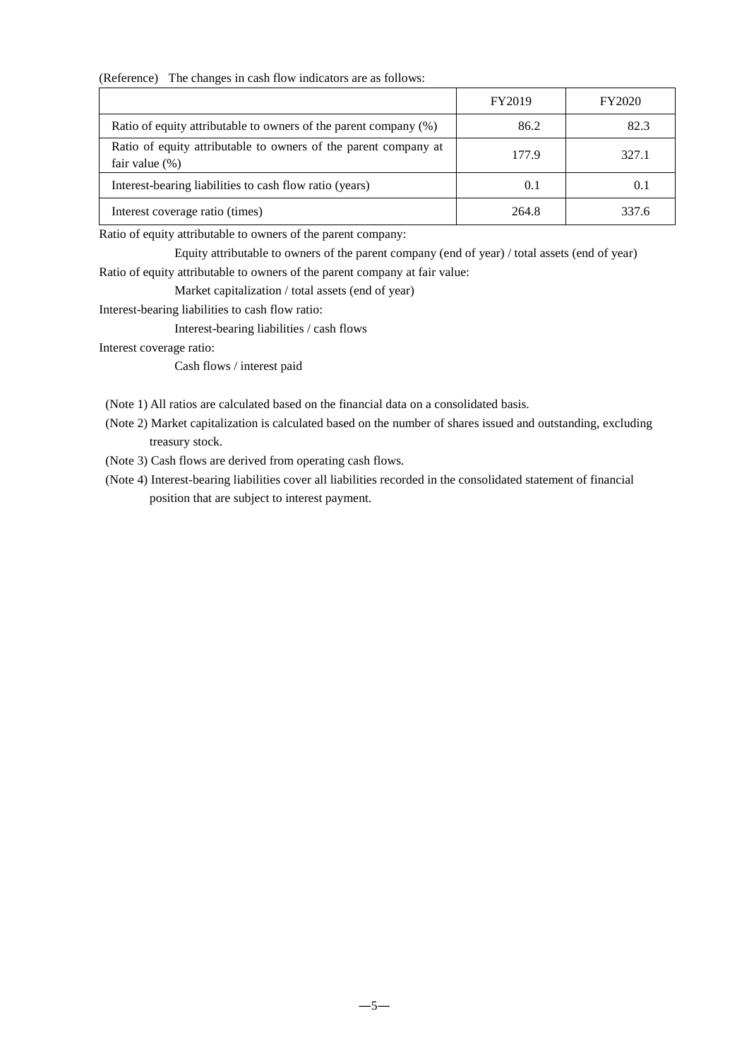(Reference) The changes in cash flow indicators are as follows:

| | FY2019 | FY2020 |
|---|---|---|
| Ratio of equity attributable to owners of the parent company (%) | 86.2 | 82.3 |
| Ratio of equity attributable to owners of the parent company at fair value (%) | 177.9 | 327.1 |
| Interest-bearing liabilities to cash flow ratio (years) | 0.1 | 0.1 |
| Interest coverage ratio (times) | 264.8 | 337.6 |

Ratio of equity attributable to owners of the parent company:

Equity attributable to owners of the parent company (end of year) / total assets (end of year)

Ratio of equity attributable to owners of the parent company at fair value:

Market capitalization / total assets (end of year)

Interest-bearing liabilities to cash flow ratio:

Interest-bearing liabilities / cash flows

Interest coverage ratio:

Cash flows / interest paid

(Note 1) All ratios are calculated based on the financial data on a consolidated basis.

(Note 2) Market capitalization is calculated based on the number of shares issued and outstanding, excluding treasury stock.

(Note 3) Cash flows are derived from operating cash flows.

(Note 4) Interest-bearing liabilities cover all liabilities recorded in the consolidated statement of financial position that are subject to interest payment.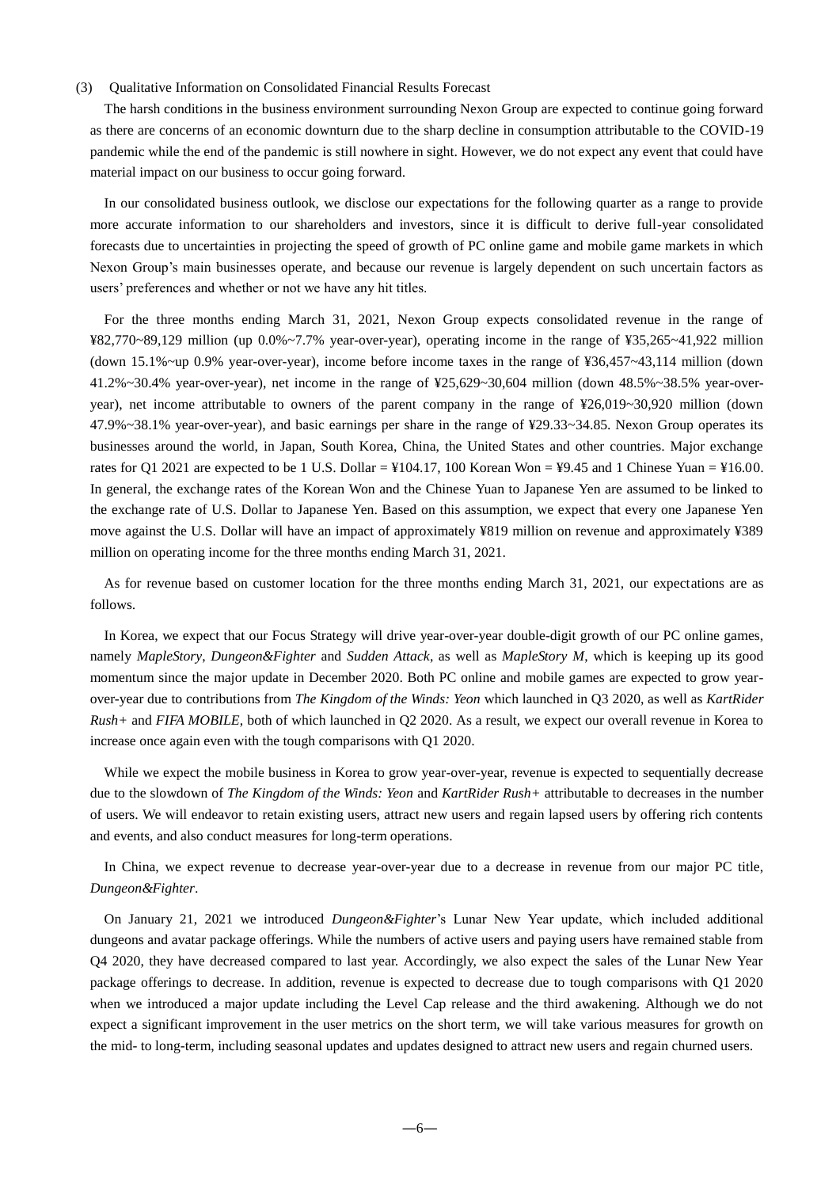(3) Qualitative Information on Consolidated Financial Results Forecast

The harsh conditions in the business environment surrounding Nexon Group are expected to continue going forward as there are concerns of an economic downturn due to the sharp decline in consumption attributable to the COVID-19 pandemic while the end of the pandemic is still nowhere in sight. However, we do not expect any event that could have material impact on our business to occur going forward.

In our consolidated business outlook, we disclose our expectations for the following quarter as a range to provide more accurate information to our shareholders and investors, since it is difficult to derive full-year consolidated forecasts due to uncertainties in projecting the speed of growth of PC online game and mobile game markets in which Nexon Group's main businesses operate, and because our revenue is largely dependent on such uncertain factors as users' preferences and whether or not we have any hit titles.

For the three months ending March 31, 2021, Nexon Group expects consolidated revenue in the range of ¥82,770~89,129 million (up 0.0%~7.7% year-over-year), operating income in the range of ¥35,265~41,922 million (down 15.1%~up 0.9% year-over-year), income before income taxes in the range of ¥36,457~43,114 million (down 41.2%~30.4% year-over-year), net income in the range of ¥25,629~30,604 million (down 48.5%~38.5% year-over-year), net income attributable to owners of the parent company in the range of ¥26,019~30,920 million (down 47.9%~38.1% year-over-year), and basic earnings per share in the range of ¥29.33~34.85. Nexon Group operates its businesses around the world, in Japan, South Korea, China, the United States and other countries. Major exchange rates for Q1 2021 are expected to be 1 U.S. Dollar = ¥104.17, 100 Korean Won = ¥9.45 and 1 Chinese Yuan = ¥16.00. In general, the exchange rates of the Korean Won and the Chinese Yuan to Japanese Yen are assumed to be linked to the exchange rate of U.S. Dollar to Japanese Yen. Based on this assumption, we expect that every one Japanese Yen move against the U.S. Dollar will have an impact of approximately ¥819 million on revenue and approximately ¥389 million on operating income for the three months ending March 31, 2021.

As for revenue based on customer location for the three months ending March 31, 2021, our expectations are as follows.

In Korea, we expect that our Focus Strategy will drive year-over-year double-digit growth of our PC online games, namely *MapleStory*, *Dungeon&Fighter* and *Sudden Attack*, as well as *MapleStory M*, which is keeping up its good momentum since the major update in December 2020. Both PC online and mobile games are expected to grow year-over-year due to contributions from *The Kingdom of the Winds: Yeon* which launched in Q3 2020, as well as *KartRider Rush+* and *FIFA MOBILE*, both of which launched in Q2 2020. As a result, we expect our overall revenue in Korea to increase once again even with the tough comparisons with Q1 2020.

While we expect the mobile business in Korea to grow year-over-year, revenue is expected to sequentially decrease due to the slowdown of *The Kingdom of the Winds: Yeon* and *KartRider Rush+* attributable to decreases in the number of users. We will endeavor to retain existing users, attract new users and regain lapsed users by offering rich contents and events, and also conduct measures for long-term operations.

In China, we expect revenue to decrease year-over-year due to a decrease in revenue from our major PC title, *Dungeon&Fighter*.

On January 21, 2021 we introduced *Dungeon&Fighter*'s Lunar New Year update, which included additional dungeons and avatar package offerings. While the numbers of active users and paying users have remained stable from Q4 2020, they have decreased compared to last year. Accordingly, we also expect the sales of the Lunar New Year package offerings to decrease. In addition, revenue is expected to decrease due to tough comparisons with Q1 2020 when we introduced a major update including the Level Cap release and the third awakening. Although we do not expect a significant improvement in the user metrics on the short term, we will take various measures for growth on the mid- to long-term, including seasonal updates and updates designed to attract new users and regain churned users.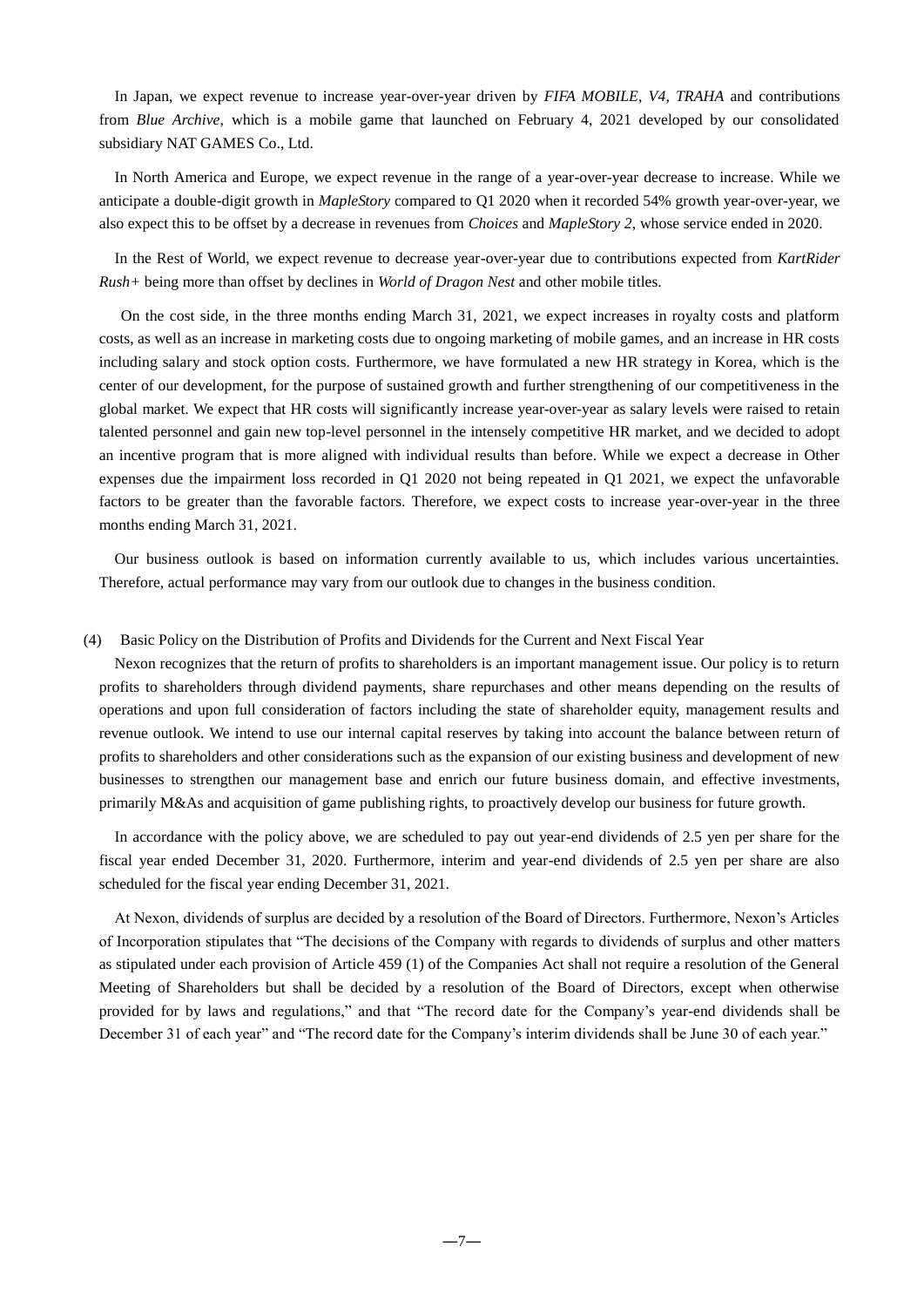In Japan, we expect revenue to increase year-over-year driven by *FIFA MOBILE*, *V4*, *TRAHA* and contributions from *Blue Archive*, which is a mobile game that launched on February 4, 2021 developed by our consolidated subsidiary NAT GAMES Co., Ltd.

In North America and Europe, we expect revenue in the range of a year-over-year decrease to increase. While we anticipate a double-digit growth in *MapleStory* compared to Q1 2020 when it recorded 54% growth year-over-year, we also expect this to be offset by a decrease in revenues from *Choices* and *MapleStory 2*, whose service ended in 2020.

In the Rest of World, we expect revenue to decrease year-over-year due to contributions expected from *KartRider Rush+* being more than offset by declines in *World of Dragon Nest* and other mobile titles.

On the cost side, in the three months ending March 31, 2021, we expect increases in royalty costs and platform costs, as well as an increase in marketing costs due to ongoing marketing of mobile games, and an increase in HR costs including salary and stock option costs. Furthermore, we have formulated a new HR strategy in Korea, which is the center of our development, for the purpose of sustained growth and further strengthening of our competitiveness in the global market. We expect that HR costs will significantly increase year-over-year as salary levels were raised to retain talented personnel and gain new top-level personnel in the intensely competitive HR market, and we decided to adopt an incentive program that is more aligned with individual results than before. While we expect a decrease in Other expenses due the impairment loss recorded in Q1 2020 not being repeated in Q1 2021, we expect the unfavorable factors to be greater than the favorable factors. Therefore, we expect costs to increase year-over-year in the three months ending March 31, 2021.

Our business outlook is based on information currently available to us, which includes various uncertainties. Therefore, actual performance may vary from our outlook due to changes in the business condition.

(4) Basic Policy on the Distribution of Profits and Dividends for the Current and Next Fiscal Year

Nexon recognizes that the return of profits to shareholders is an important management issue. Our policy is to return profits to shareholders through dividend payments, share repurchases and other means depending on the results of operations and upon full consideration of factors including the state of shareholder equity, management results and revenue outlook. We intend to use our internal capital reserves by taking into account the balance between return of profits to shareholders and other considerations such as the expansion of our existing business and development of new businesses to strengthen our management base and enrich our future business domain, and effective investments, primarily M&As and acquisition of game publishing rights, to proactively develop our business for future growth.

In accordance with the policy above, we are scheduled to pay out year-end dividends of 2.5 yen per share for the fiscal year ended December 31, 2020. Furthermore, interim and year-end dividends of 2.5 yen per share are also scheduled for the fiscal year ending December 31, 2021.

At Nexon, dividends of surplus are decided by a resolution of the Board of Directors. Furthermore, Nexon's Articles of Incorporation stipulates that "The decisions of the Company with regards to dividends of surplus and other matters as stipulated under each provision of Article 459 (1) of the Companies Act shall not require a resolution of the General Meeting of Shareholders but shall be decided by a resolution of the Board of Directors, except when otherwise provided for by laws and regulations," and that "The record date for the Company's year-end dividends shall be December 31 of each year" and "The record date for the Company's interim dividends shall be June 30 of each year."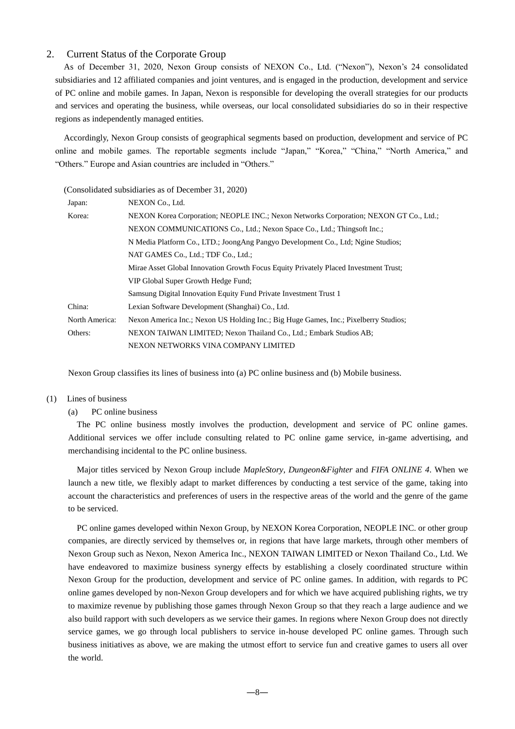## 2. Current Status of the Corporate Group

As of December 31, 2020, Nexon Group consists of NEXON Co., Ltd. ("Nexon"), Nexon's 24 consolidated subsidiaries and 12 affiliated companies and joint ventures, and is engaged in the production, development and service of PC online and mobile games. In Japan, Nexon is responsible for developing the overall strategies for our products and services and operating the business, while overseas, our local consolidated subsidiaries do so in their respective regions as independently managed entities.

Accordingly, Nexon Group consists of geographical segments based on production, development and service of PC online and mobile games. The reportable segments include "Japan," "Korea," "China," "North America," and "Others." Europe and Asian countries are included in "Others."

(Consolidated subsidiaries as of December 31, 2020)

| | |
|---|---|
| Japan: | NEXON Co., Ltd. |
| Korea: | NEXON Korea Corporation; NEOPLE INC.; Nexon Networks Corporation; NEXON GT Co., Ltd.; NEXON COMMUNICATIONS Co., Ltd.; Nexon Space Co., Ltd.; Thingsoft Inc.; N Media Platform Co., LTD.; JoongAng Pangyo Development Co., Ltd; Ngine Studios; NAT GAMES Co., Ltd.; TDF Co., Ltd.; Mirae Asset Global Innovation Growth Focus Equity Privately Placed Investment Trust; VIP Global Super Growth Hedge Fund; Samsung Digital Innovation Equity Fund Private Investment Trust 1 |
| China: | Lexian Software Development (Shanghai) Co., Ltd. |
| North America: | Nexon America Inc.; Nexon US Holding Inc.; Big Huge Games, Inc.; Pixelberry Studios; |
| Others: | NEXON TAIWAN LIMITED; Nexon Thailand Co., Ltd.; Embark Studios AB; NEXON NETWORKS VINA COMPANY LIMITED |

Nexon Group classifies its lines of business into (a) PC online business and (b) Mobile business.

### (1) Lines of business

#### (a) PC online business

The PC online business mostly involves the production, development and service of PC online games. Additional services we offer include consulting related to PC online game service, in-game advertising, and merchandising incidental to the PC online business.

Major titles serviced by Nexon Group include *MapleStory*, *Dungeon&Fighter* and *FIFA ONLINE 4*. When we launch a new title, we flexibly adapt to market differences by conducting a test service of the game, taking into account the characteristics and preferences of users in the respective areas of the world and the genre of the game to be serviced.

PC online games developed within Nexon Group, by NEXON Korea Corporation, NEOPLE INC. or other group companies, are directly serviced by themselves or, in regions that have large markets, through other members of Nexon Group such as Nexon, Nexon America Inc., NEXON TAIWAN LIMITED or Nexon Thailand Co., Ltd. We have endeavored to maximize business synergy effects by establishing a closely coordinated structure within Nexon Group for the production, development and service of PC online games. In addition, with regards to PC online games developed by non-Nexon Group developers and for which we have acquired publishing rights, we try to maximize revenue by publishing those games through Nexon Group so that they reach a large audience and we also build rapport with such developers as we service their games. In regions where Nexon Group does not directly service games, we go through local publishers to service in-house developed PC online games. Through such business initiatives as above, we are making the utmost effort to service fun and creative games to users all over the world.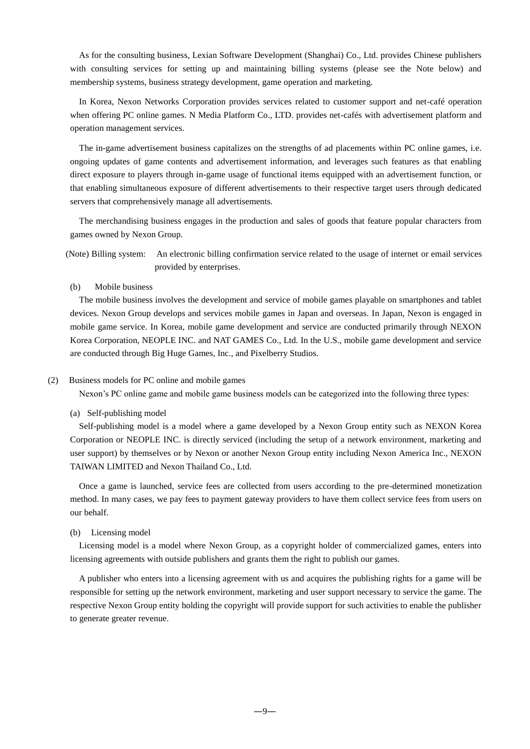As for the consulting business, Lexian Software Development (Shanghai) Co., Ltd. provides Chinese publishers with consulting services for setting up and maintaining billing systems (please see the Note below) and membership systems, business strategy development, game operation and marketing.

In Korea, Nexon Networks Corporation provides services related to customer support and net-café operation when offering PC online games. N Media Platform Co., LTD. provides net-cafés with advertisement platform and operation management services.

The in-game advertisement business capitalizes on the strengths of ad placements within PC online games, i.e. ongoing updates of game contents and advertisement information, and leverages such features as that enabling direct exposure to players through in-game usage of functional items equipped with an advertisement function, or that enabling simultaneous exposure of different advertisements to their respective target users through dedicated servers that comprehensively manage all advertisements.

The merchandising business engages in the production and sales of goods that feature popular characters from games owned by Nexon Group.

(Note) Billing system: An electronic billing confirmation service related to the usage of internet or email services provided by enterprises.

(b) Mobile business

The mobile business involves the development and service of mobile games playable on smartphones and tablet devices. Nexon Group develops and services mobile games in Japan and overseas. In Japan, Nexon is engaged in mobile game service. In Korea, mobile game development and service are conducted primarily through NEXON Korea Corporation, NEOPLE INC. and NAT GAMES Co., Ltd. In the U.S., mobile game development and service are conducted through Big Huge Games, Inc., and Pixelberry Studios.

(2) Business models for PC online and mobile games

Nexon's PC online game and mobile game business models can be categorized into the following three types:

(a) Self-publishing model

Self-publishing model is a model where a game developed by a Nexon Group entity such as NEXON Korea Corporation or NEOPLE INC. is directly serviced (including the setup of a network environment, marketing and user support) by themselves or by Nexon or another Nexon Group entity including Nexon America Inc., NEXON TAIWAN LIMITED and Nexon Thailand Co., Ltd.

Once a game is launched, service fees are collected from users according to the pre-determined monetization method. In many cases, we pay fees to payment gateway providers to have them collect service fees from users on our behalf.

(b) Licensing model

Licensing model is a model where Nexon Group, as a copyright holder of commercialized games, enters into licensing agreements with outside publishers and grants them the right to publish our games.

A publisher who enters into a licensing agreement with us and acquires the publishing rights for a game will be responsible for setting up the network environment, marketing and user support necessary to service the game. The respective Nexon Group entity holding the copyright will provide support for such activities to enable the publisher to generate greater revenue.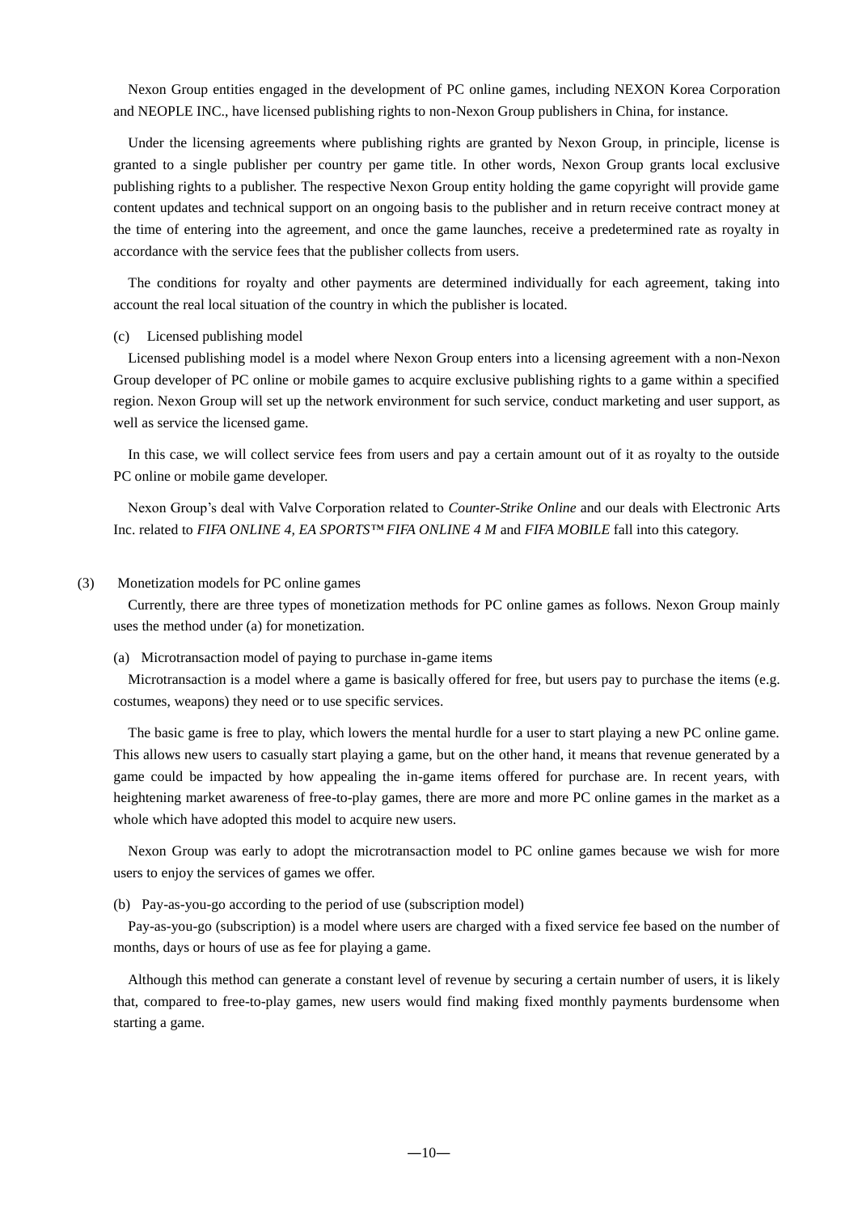Nexon Group entities engaged in the development of PC online games, including NEXON Korea Corporation and NEOPLE INC., have licensed publishing rights to non-Nexon Group publishers in China, for instance.

Under the licensing agreements where publishing rights are granted by Nexon Group, in principle, license is granted to a single publisher per country per game title. In other words, Nexon Group grants local exclusive publishing rights to a publisher. The respective Nexon Group entity holding the game copyright will provide game content updates and technical support on an ongoing basis to the publisher and in return receive contract money at the time of entering into the agreement, and once the game launches, receive a predetermined rate as royalty in accordance with the service fees that the publisher collects from users.

The conditions for royalty and other payments are determined individually for each agreement, taking into account the real local situation of the country in which the publisher is located.

(c) Licensed publishing model

Licensed publishing model is a model where Nexon Group enters into a licensing agreement with a non-Nexon Group developer of PC online or mobile games to acquire exclusive publishing rights to a game within a specified region. Nexon Group will set up the network environment for such service, conduct marketing and user support, as well as service the licensed game.

In this case, we will collect service fees from users and pay a certain amount out of it as royalty to the outside PC online or mobile game developer.

Nexon Group's deal with Valve Corporation related to *Counter-Strike Online* and our deals with Electronic Arts Inc. related to *FIFA ONLINE 4, EA SPORTS™ FIFA ONLINE 4 M* and *FIFA MOBILE* fall into this category.

(3) Monetization models for PC online games

Currently, there are three types of monetization methods for PC online games as follows. Nexon Group mainly uses the method under (a) for monetization.

(a) Microtransaction model of paying to purchase in-game items

Microtransaction is a model where a game is basically offered for free, but users pay to purchase the items (e.g. costumes, weapons) they need or to use specific services.

The basic game is free to play, which lowers the mental hurdle for a user to start playing a new PC online game. This allows new users to casually start playing a game, but on the other hand, it means that revenue generated by a game could be impacted by how appealing the in-game items offered for purchase are. In recent years, with heightening market awareness of free-to-play games, there are more and more PC online games in the market as a whole which have adopted this model to acquire new users.

Nexon Group was early to adopt the microtransaction model to PC online games because we wish for more users to enjoy the services of games we offer.

(b) Pay-as-you-go according to the period of use (subscription model)

Pay-as-you-go (subscription) is a model where users are charged with a fixed service fee based on the number of months, days or hours of use as fee for playing a game.

Although this method can generate a constant level of revenue by securing a certain number of users, it is likely that, compared to free-to-play games, new users would find making fixed monthly payments burdensome when starting a game.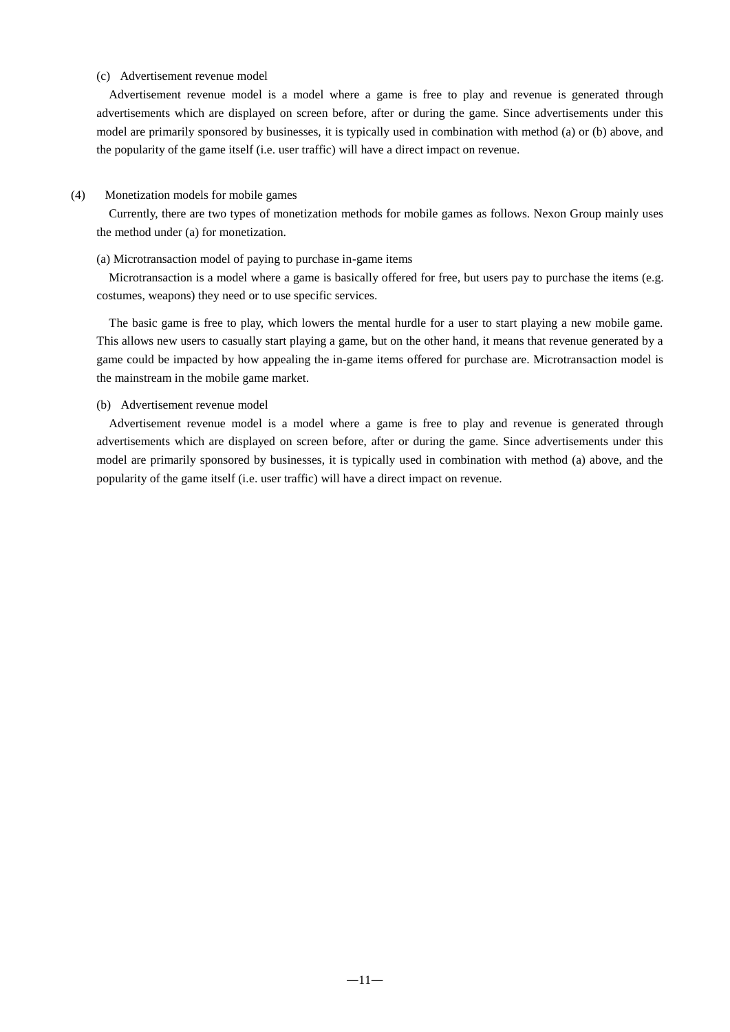(c) Advertisement revenue model

Advertisement revenue model is a model where a game is free to play and revenue is generated through advertisements which are displayed on screen before, after or during the game. Since advertisements under this model are primarily sponsored by businesses, it is typically used in combination with method (a) or (b) above, and the popularity of the game itself (i.e. user traffic) will have a direct impact on revenue.

(4) Monetization models for mobile games

Currently, there are two types of monetization methods for mobile games as follows. Nexon Group mainly uses the method under (a) for monetization.

(a) Microtransaction model of paying to purchase in-game items

Microtransaction is a model where a game is basically offered for free, but users pay to purchase the items (e.g. costumes, weapons) they need or to use specific services.

The basic game is free to play, which lowers the mental hurdle for a user to start playing a new mobile game. This allows new users to casually start playing a game, but on the other hand, it means that revenue generated by a game could be impacted by how appealing the in-game items offered for purchase are. Microtransaction model is the mainstream in the mobile game market.

(b) Advertisement revenue model

Advertisement revenue model is a model where a game is free to play and revenue is generated through advertisements which are displayed on screen before, after or during the game. Since advertisements under this model are primarily sponsored by businesses, it is typically used in combination with method (a) above, and the popularity of the game itself (i.e. user traffic) will have a direct impact on revenue.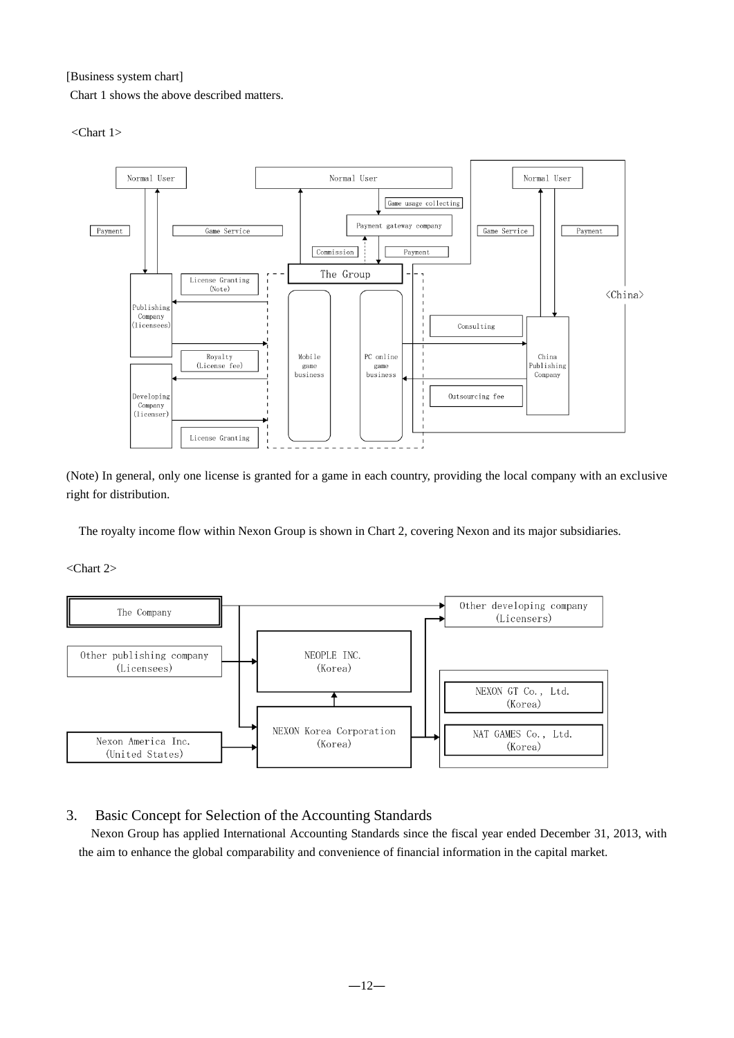[Business system chart]

Chart 1 shows the above described matters.

<Chart 1>

Normal User

Payment

Game Service

Normal User

Game usage collecting

Payment gateway company

Commission

Payment

The Group

Normal User

Game Service

Payment

<China>

License Granting (Note)

Publishing Company (licensees)

Royalty (License fee)

Developing Company (licenser)

License Granting

Mobile game business

PC online game business

Consulting

Outsourcing fee

China Publishing Company

(Note) In general, only one license is granted for a game in each country, providing the local company with an exclusive right for distribution.

The royalty income flow within Nexon Group is shown in Chart 2, covering Nexon and its major subsidiaries.

<Chart 2>

The Company

Other publishing company (Licensees)

Nexon America Inc. (United States)

NEOPLE INC. (Korea)

NEXON Korea Corporation (Korea)

Other developing company (Licensers)

NEXON GT Co., Ltd. (Korea)

NAT GAMES Co., Ltd. (Korea)

## 3. Basic Concept for Selection of the Accounting Standards

Nexon Group has applied International Accounting Standards since the fiscal year ended December 31, 2013, with the aim to enhance the global comparability and convenience of financial information in the capital market.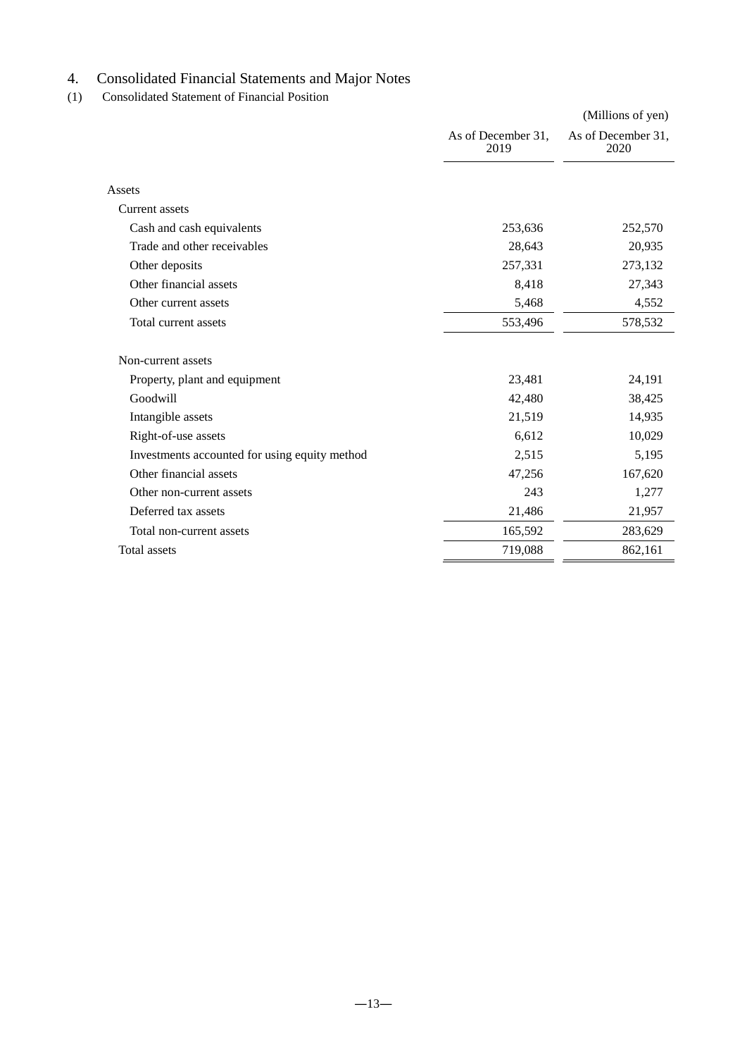# 4. Consolidated Financial Statements and Major Notes

## (1) Consolidated Statement of Financial Position

(Millions of yen)

| | As of December 31, 2019 | As of December 31, 2020 |
|---|---|---|
| Assets | | |
| Current assets | | |
| Cash and cash equivalents | 253,636 | 252,570 |
| Trade and other receivables | 28,643 | 20,935 |
| Other deposits | 257,331 | 273,132 |
| Other financial assets | 8,418 | 27,343 |
| Other current assets | 5,468 | 4,552 |
| Total current assets | 553,496 | 578,532 |
| Non-current assets | | |
| Property, plant and equipment | 23,481 | 24,191 |
| Goodwill | 42,480 | 38,425 |
| Intangible assets | 21,519 | 14,935 |
| Right-of-use assets | 6,612 | 10,029 |
| Investments accounted for using equity method | 2,515 | 5,195 |
| Other financial assets | 47,256 | 167,620 |
| Other non-current assets | 243 | 1,277 |
| Deferred tax assets | 21,486 | 21,957 |
| Total non-current assets | 165,592 | 283,629 |
| Total assets | 719,088 | 862,161 |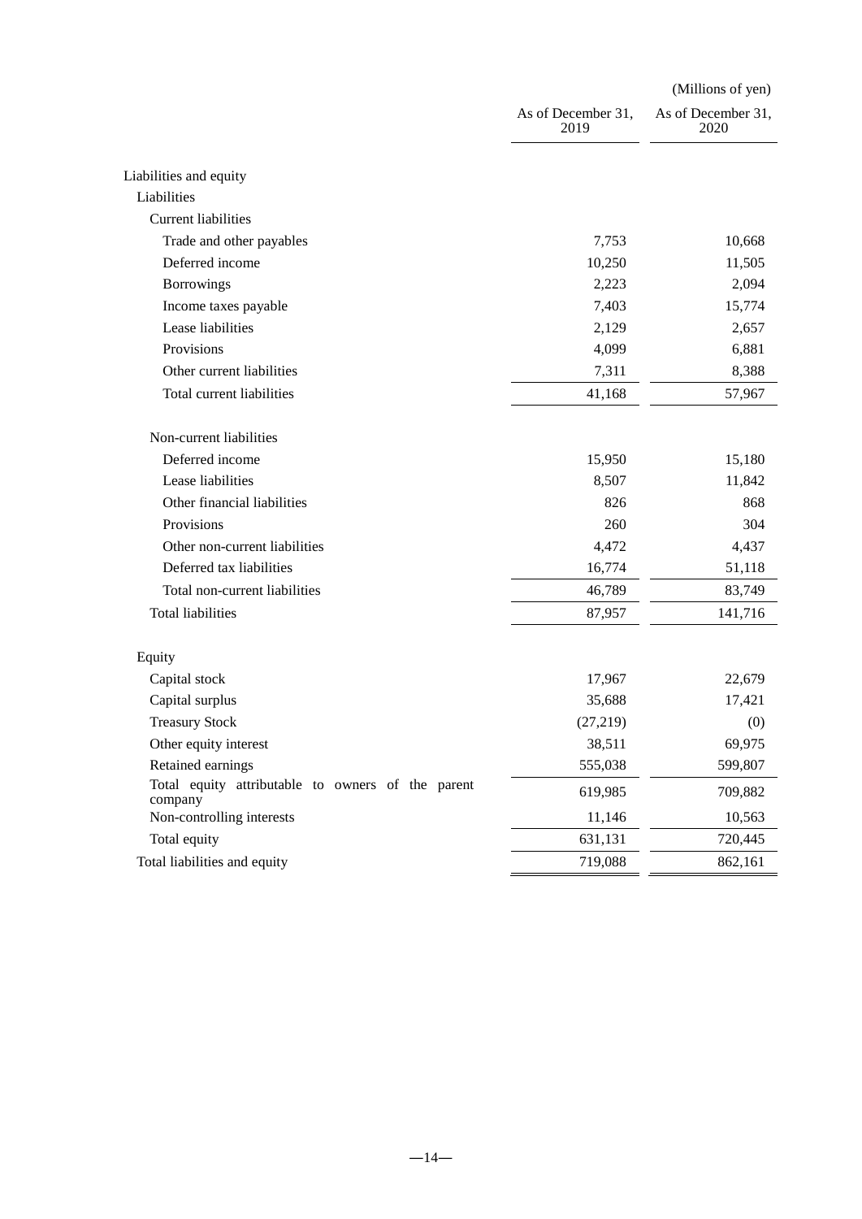(Millions of yen)

| | As of December 31, 2019 | As of December 31, 2020 |
|---|---|---|
| Liabilities and equity | | |
| Liabilities | | |
| Current liabilities | | |
| Trade and other payables | 7,753 | 10,668 |
| Deferred income | 10,250 | 11,505 |
| Borrowings | 2,223 | 2,094 |
| Income taxes payable | 7,403 | 15,774 |
| Lease liabilities | 2,129 | 2,657 |
| Provisions | 4,099 | 6,881 |
| Other current liabilities | 7,311 | 8,388 |
| Total current liabilities | 41,168 | 57,967 |
| Non-current liabilities | | |
| Deferred income | 15,950 | 15,180 |
| Lease liabilities | 8,507 | 11,842 |
| Other financial liabilities | 826 | 868 |
| Provisions | 260 | 304 |
| Other non-current liabilities | 4,472 | 4,437 |
| Deferred tax liabilities | 16,774 | 51,118 |
| Total non-current liabilities | 46,789 | 83,749 |
| Total liabilities | 87,957 | 141,716 |
| Equity | | |
| Capital stock | 17,967 | 22,679 |
| Capital surplus | 35,688 | 17,421 |
| Treasury Stock | (27,219) | (0) |
| Other equity interest | 38,511 | 69,975 |
| Retained earnings | 555,038 | 599,807 |
| Total equity attributable to owners of the parent company | 619,985 | 709,882 |
| Non-controlling interests | 11,146 | 10,563 |
| Total equity | 631,131 | 720,445 |
| Total liabilities and equity | 719,088 | 862,161 |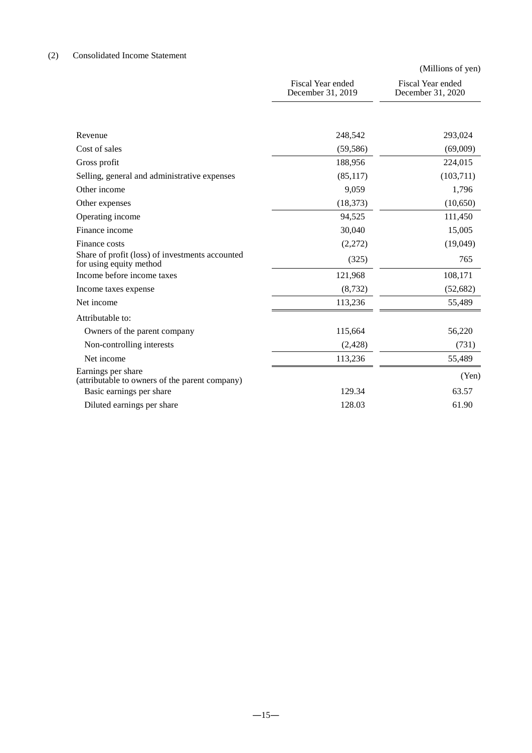(2) Consolidated Income Statement

(Millions of yen)

| | Fiscal Year ended December 31, 2019 | Fiscal Year ended December 31, 2020 |
|---|---|---|
| Revenue | 248,542 | 293,024 |
| Cost of sales | (59,586) | (69,009) |
| Gross profit | 188,956 | 224,015 |
| Selling, general and administrative expenses | (85,117) | (103,711) |
| Other income | 9,059 | 1,796 |
| Other expenses | (18,373) | (10,650) |
| Operating income | 94,525 | 111,450 |
| Finance income | 30,040 | 15,005 |
| Finance costs | (2,272) | (19,049) |
| Share of profit (loss) of investments accounted for using equity method | (325) | 765 |
| Income before income taxes | 121,968 | 108,171 |
| Income taxes expense | (8,732) | (52,682) |
| Net income | 113,236 | 55,489 |
| Attributable to: | | |
| Owners of the parent company | 115,664 | 56,220 |
| Non-controlling interests | (2,428) | (731) |
| Net income | 113,236 | 55,489 |
| Earnings per share (attributable to owners of the parent company) | | (Yen) |
| Basic earnings per share | 129.34 | 63.57 |
| Diluted earnings per share | 128.03 | 61.90 |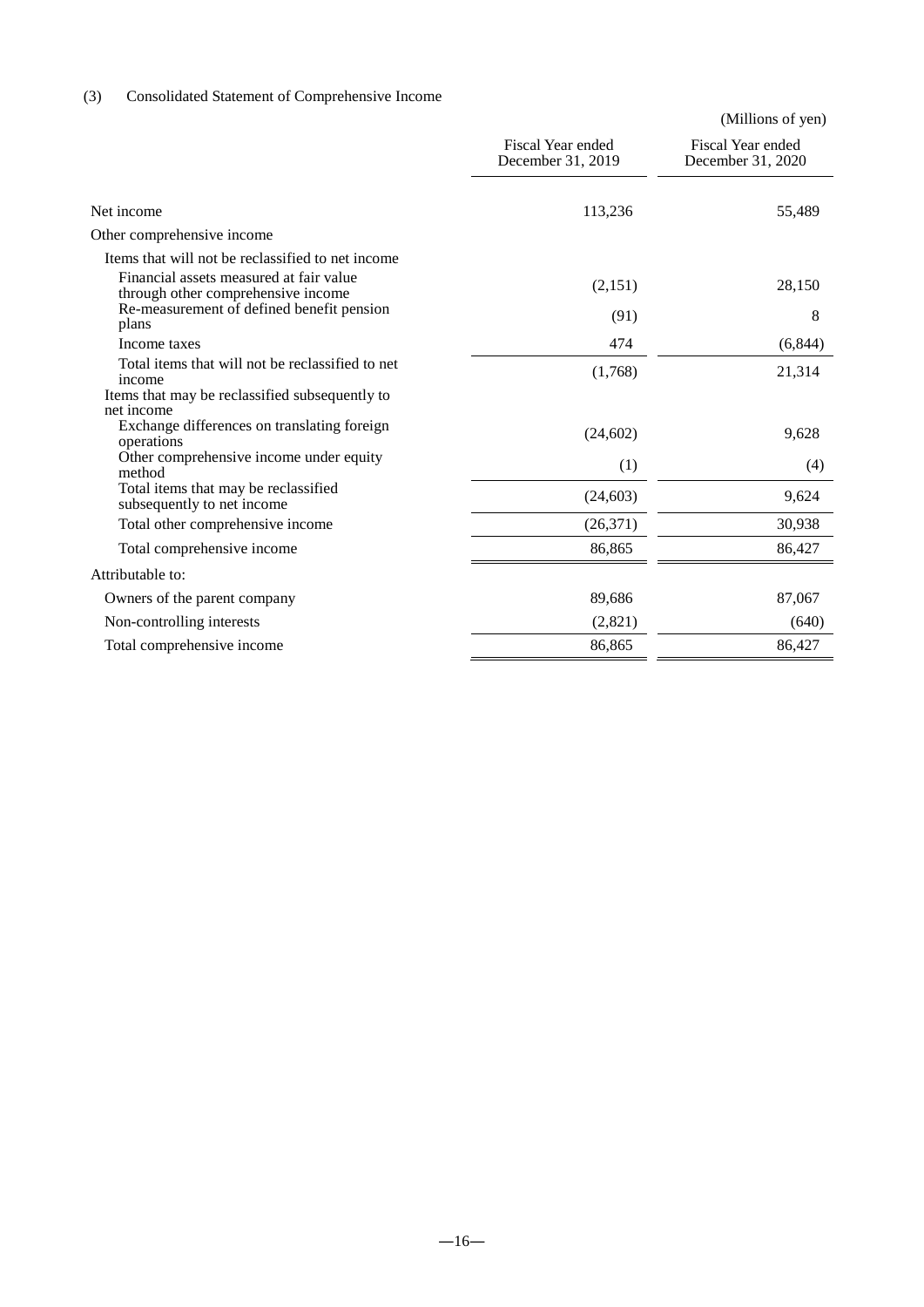### (3) Consolidated Statement of Comprehensive Income

(Millions of yen)

| | Fiscal Year ended December 31, 2019 | Fiscal Year ended December 31, 2020 |
|---|---|---|
| Net income | 113,236 | 55,489 |
| Other comprehensive income | | |
| Items that will not be reclassified to net income | | |
| Financial assets measured at fair value through other comprehensive income | (2,151) | 28,150 |
| Re-measurement of defined benefit pension plans | (91) | 8 |
| Income taxes | 474 | (6,844) |
| Total items that will not be reclassified to net income | (1,768) | 21,314 |
| Items that may be reclassified subsequently to net income | | |
| Exchange differences on translating foreign operations | (24,602) | 9,628 |
| Other comprehensive income under equity method | (1) | (4) |
| Total items that may be reclassified subsequently to net income | (24,603) | 9,624 |
| Total other comprehensive income | (26,371) | 30,938 |
| Total comprehensive income | 86,865 | 86,427 |
| Attributable to: | | |
| Owners of the parent company | 89,686 | 87,067 |
| Non-controlling interests | (2,821) | (640) |
| Total comprehensive income | 86,865 | 86,427 |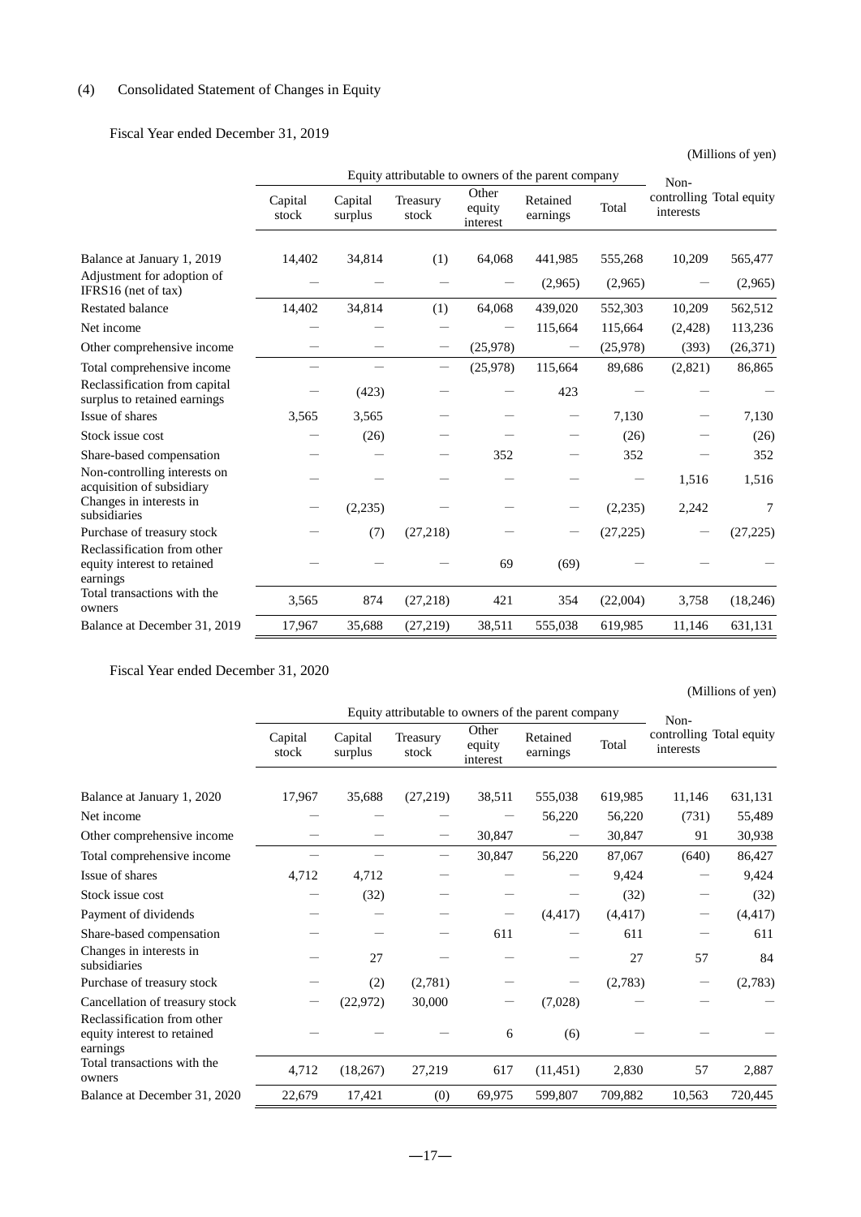## (4) Consolidated Statement of Changes in Equity

Fiscal Year ended December 31, 2019

(Millions of yen)

| | Equity attributable to owners of the parent company | | | | | | Non-controlling interests | Total equity |
|---|---|---|---|---|---|---|---|---|
| | Capital stock | Capital surplus | Treasury stock | Other equity interest | Retained earnings | Total | | |
| Balance at January 1, 2019 | 14,402 | 34,814 | (1) | 64,068 | 441,985 | 555,268 | 10,209 | 565,477 |
| Adjustment for adoption of IFRS16 (net of tax) | － | － | － | － | (2,965) | (2,965) | － | (2,965) |
| Restated balance | 14,402 | 34,814 | (1) | 64,068 | 439,020 | 552,303 | 10,209 | 562,512 |
| Net income | － | － | － | － | 115,664 | 115,664 | (2,428) | 113,236 |
| Other comprehensive income | － | － | － | (25,978) | － | (25,978) | (393) | (26,371) |
| Total comprehensive income | － | － | － | (25,978) | 115,664 | 89,686 | (2,821) | 86,865 |
| Reclassification from capital surplus to retained earnings | － | (423) | － | － | 423 | － | － | － |
| Issue of shares | 3,565 | 3,565 | － | － | － | 7,130 | － | 7,130 |
| Stock issue cost | － | (26) | － | － | － | (26) | － | (26) |
| Share-based compensation | － | － | － | 352 | － | 352 | － | 352 |
| Non-controlling interests on acquisition of subsidiary | － | － | － | － | － | － | 1,516 | 1,516 |
| Changes in interests in subsidiaries | － | (2,235) | － | － | － | (2,235) | 2,242 | 7 |
| Purchase of treasury stock | － | (7) | (27,218) | － | － | (27,225) | － | (27,225) |
| Reclassification from other equity interest to retained earnings | － | － | － | 69 | (69) | － | － | － |
| Total transactions with the owners | 3,565 | 874 | (27,218) | 421 | 354 | (22,004) | 3,758 | (18,246) |
| Balance at December 31, 2019 | 17,967 | 35,688 | (27,219) | 38,511 | 555,038 | 619,985 | 11,146 | 631,131 |

Fiscal Year ended December 31, 2020

(Millions of yen)

| | Equity attributable to owners of the parent company | | | | | | Non-controlling interests | Total equity |
|---|---|---|---|---|---|---|---|---|
| | Capital stock | Capital surplus | Treasury stock | Other equity interest | Retained earnings | Total | | |
| Balance at January 1, 2020 | 17,967 | 35,688 | (27,219) | 38,511 | 555,038 | 619,985 | 11,146 | 631,131 |
| Net income | － | － | － | － | 56,220 | 56,220 | (731) | 55,489 |
| Other comprehensive income | － | － | － | 30,847 | － | 30,847 | 91 | 30,938 |
| Total comprehensive income | － | － | － | 30,847 | 56,220 | 87,067 | (640) | 86,427 |
| Issue of shares | 4,712 | 4,712 | － | － | － | 9,424 | － | 9,424 |
| Stock issue cost | － | (32) | － | － | － | (32) | － | (32) |
| Payment of dividends | － | － | － | － | (4,417) | (4,417) | － | (4,417) |
| Share-based compensation | － | － | － | 611 | － | 611 | － | 611 |
| Changes in interests in subsidiaries | － | 27 | － | － | － | 27 | 57 | 84 |
| Purchase of treasury stock | － | (2) | (2,781) | － | － | (2,783) | － | (2,783) |
| Cancellation of treasury stock | － | (22,972) | 30,000 | － | (7,028) | － | － | － |
| Reclassification from other equity interest to retained earnings | － | － | － | 6 | (6) | － | － | － |
| Total transactions with the owners | 4,712 | (18,267) | 27,219 | 617 | (11,451) | 2,830 | 57 | 2,887 |
| Balance at December 31, 2020 | 22,679 | 17,421 | (0) | 69,975 | 599,807 | 709,882 | 10,563 | 720,445 |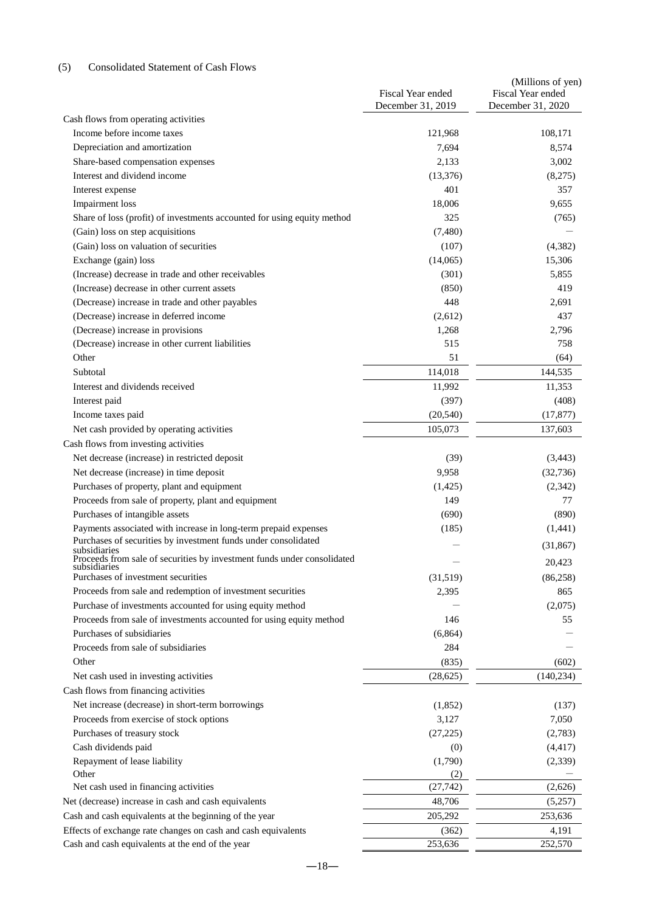## (5) Consolidated Statement of Cash Flows

(Millions of yen)

| | Fiscal Year ended December 31, 2019 | Fiscal Year ended December 31, 2020 |
|---|---|---|
| Cash flows from operating activities | | |
| Income before income taxes | 121,968 | 108,171 |
| Depreciation and amortization | 7,694 | 8,574 |
| Share-based compensation expenses | 2,133 | 3,002 |
| Interest and dividend income | (13,376) | (8,275) |
| Interest expense | 401 | 357 |
| Impairment loss | 18,006 | 9,655 |
| Share of loss (profit) of investments accounted for using equity method | 325 | (765) |
| (Gain) loss on step acquisitions | (7,480) | — |
| (Gain) loss on valuation of securities | (107) | (4,382) |
| Exchange (gain) loss | (14,065) | 15,306 |
| (Increase) decrease in trade and other receivables | (301) | 5,855 |
| (Increase) decrease in other current assets | (850) | 419 |
| (Decrease) increase in trade and other payables | 448 | 2,691 |
| (Decrease) increase in deferred income | (2,612) | 437 |
| (Decrease) increase in provisions | 1,268 | 2,796 |
| (Decrease) increase in other current liabilities | 515 | 758 |
| Other | 51 | (64) |
| Subtotal | 114,018 | 144,535 |
| Interest and dividends received | 11,992 | 11,353 |
| Interest paid | (397) | (408) |
| Income taxes paid | (20,540) | (17,877) |
| Net cash provided by operating activities | 105,073 | 137,603 |
| Cash flows from investing activities | | |
| Net decrease (increase) in restricted deposit | (39) | (3,443) |
| Net decrease (increase) in time deposit | 9,958 | (32,736) |
| Purchases of property, plant and equipment | (1,425) | (2,342) |
| Proceeds from sale of property, plant and equipment | 149 | 77 |
| Purchases of intangible assets | (690) | (890) |
| Payments associated with increase in long-term prepaid expenses | (185) | (1,441) |
| Purchases of securities by investment funds under consolidated subsidiaries | — | (31,867) |
| Proceeds from sale of securities by investment funds under consolidated subsidiaries | — | 20,423 |
| Purchases of investment securities | (31,519) | (86,258) |
| Proceeds from sale and redemption of investment securities | 2,395 | 865 |
| Purchase of investments accounted for using equity method | — | (2,075) |
| Proceeds from sale of investments accounted for using equity method | 146 | 55 |
| Purchases of subsidiaries | (6,864) | — |
| Proceeds from sale of subsidiaries | 284 | — |
| Other | (835) | (602) |
| Net cash used in investing activities | (28,625) | (140,234) |
| Cash flows from financing activities | | |
| Net increase (decrease) in short-term borrowings | (1,852) | (137) |
| Proceeds from exercise of stock options | 3,127 | 7,050 |
| Purchases of treasury stock | (27,225) | (2,783) |
| Cash dividends paid | (0) | (4,417) |
| Repayment of lease liability | (1,790) | (2,339) |
| Other | (2) | — |
| Net cash used in financing activities | (27,742) | (2,626) |
| Net (decrease) increase in cash and cash equivalents | 48,706 | (5,257) |
| Cash and cash equivalents at the beginning of the year | 205,292 | 253,636 |
| Effects of exchange rate changes on cash and cash equivalents | (362) | 4,191 |
| Cash and cash equivalents at the end of the year | 253,636 | 252,570 |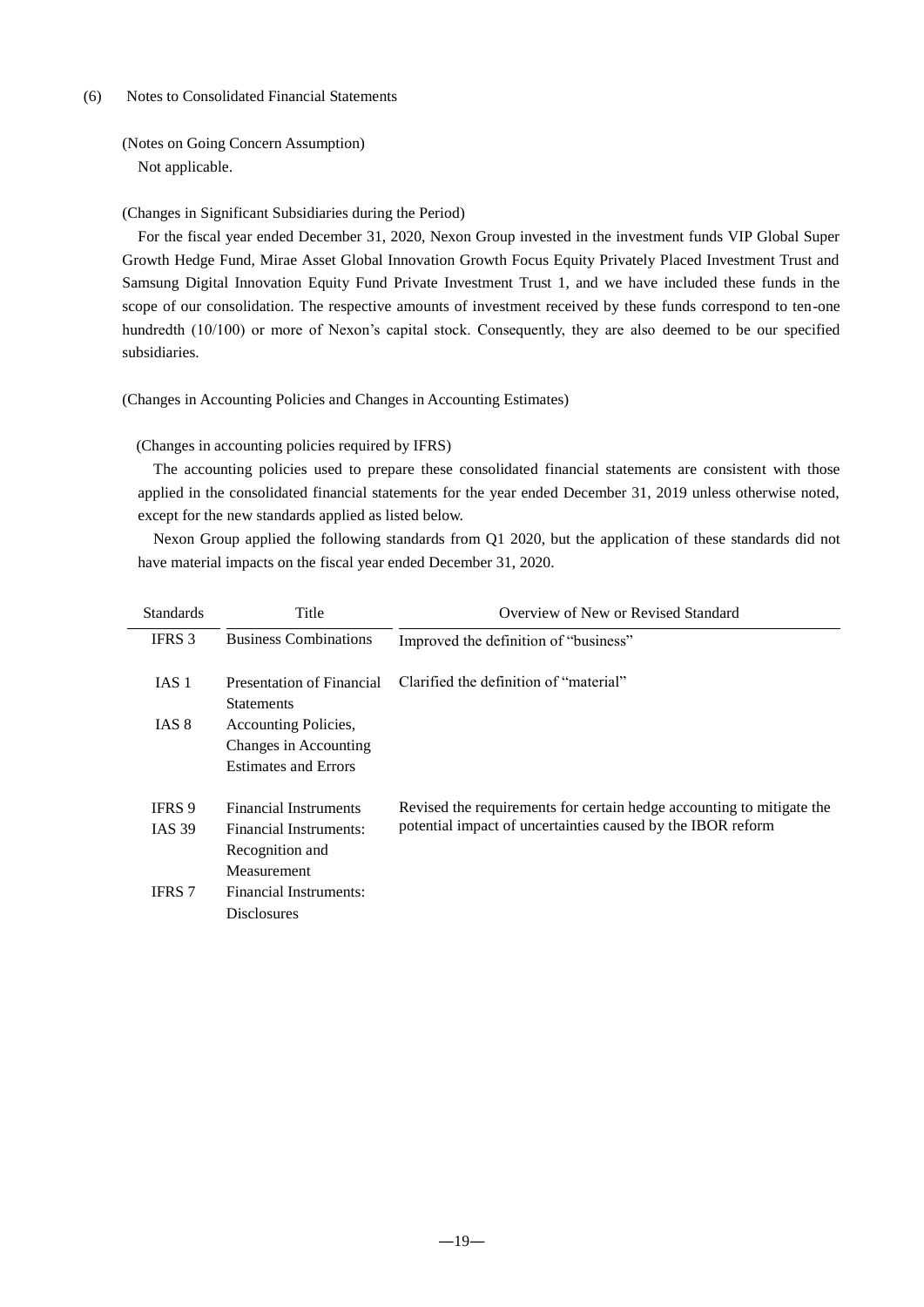## (6) Notes to Consolidated Financial Statements

(Notes on Going Concern Assumption)

Not applicable.

(Changes in Significant Subsidiaries during the Period)

For the fiscal year ended December 31, 2020, Nexon Group invested in the investment funds VIP Global Super Growth Hedge Fund, Mirae Asset Global Innovation Growth Focus Equity Privately Placed Investment Trust and Samsung Digital Innovation Equity Fund Private Investment Trust 1, and we have included these funds in the scope of our consolidation. The respective amounts of investment received by these funds correspond to ten-one hundredth (10/100) or more of Nexon's capital stock. Consequently, they are also deemed to be our specified subsidiaries.

(Changes in Accounting Policies and Changes in Accounting Estimates)

(Changes in accounting policies required by IFRS)

The accounting policies used to prepare these consolidated financial statements are consistent with those applied in the consolidated financial statements for the year ended December 31, 2019 unless otherwise noted, except for the new standards applied as listed below.

Nexon Group applied the following standards from Q1 2020, but the application of these standards did not have material impacts on the fiscal year ended December 31, 2020.

| Standards | Title | Overview of New or Revised Standard |
|---|---|---|
| IFRS 3 | Business Combinations | Improved the definition of "business" |
| IAS 1 | Presentation of Financial Statements | Clarified the definition of "material" |
| IAS 8 | Accounting Policies, Changes in Accounting Estimates and Errors | |
| IFRS 9 | Financial Instruments | Revised the requirements for certain hedge accounting to mitigate the potential impact of uncertainties caused by the IBOR reform |
| IAS 39 | Financial Instruments: Recognition and Measurement | |
| IFRS 7 | Financial Instruments: Disclosures | |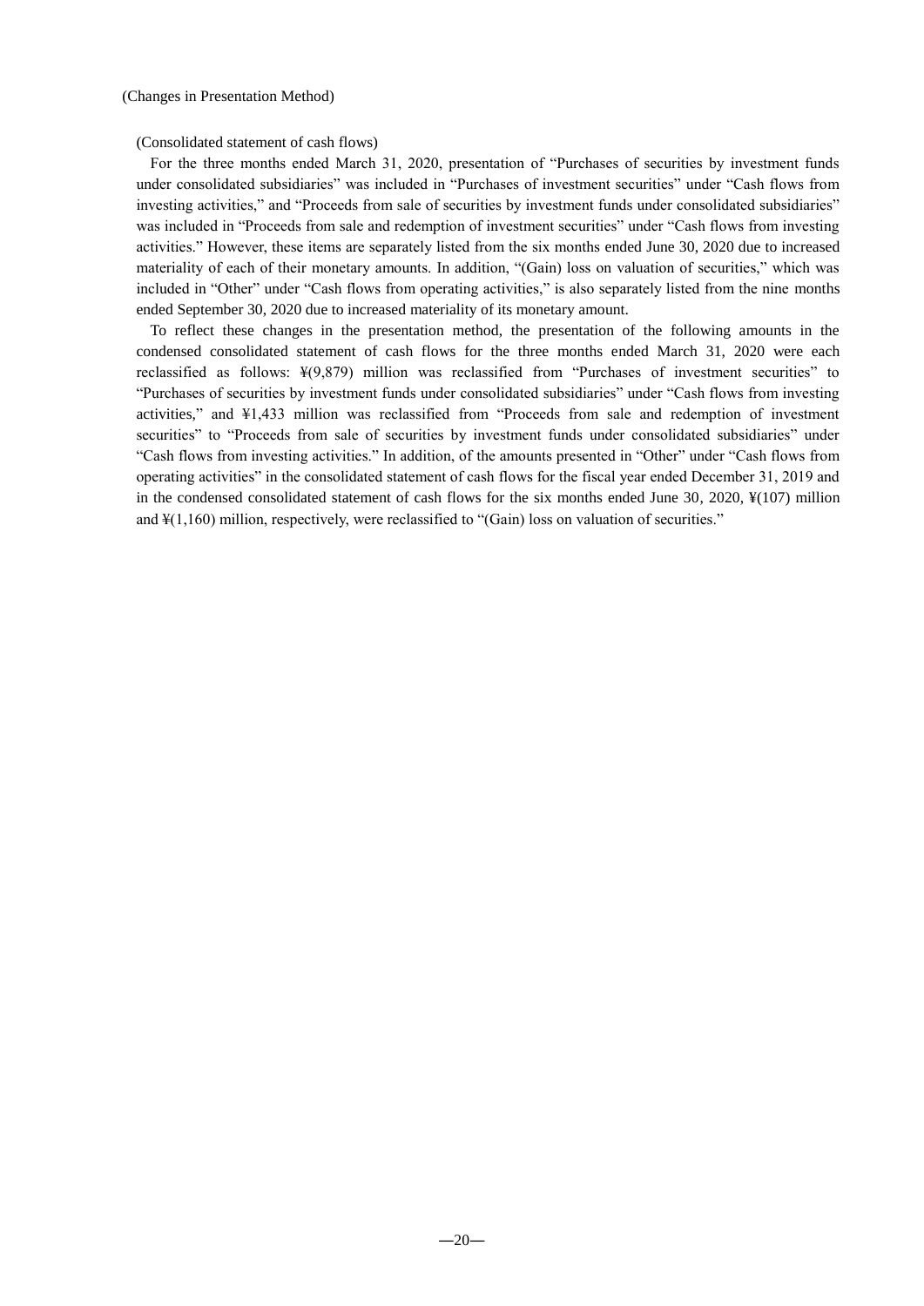(Changes in Presentation Method)

(Consolidated statement of cash flows)

For the three months ended March 31, 2020, presentation of "Purchases of securities by investment funds under consolidated subsidiaries" was included in "Purchases of investment securities" under "Cash flows from investing activities," and "Proceeds from sale of securities by investment funds under consolidated subsidiaries" was included in "Proceeds from sale and redemption of investment securities" under "Cash flows from investing activities." However, these items are separately listed from the six months ended June 30, 2020 due to increased materiality of each of their monetary amounts. In addition, "(Gain) loss on valuation of securities," which was included in "Other" under "Cash flows from operating activities," is also separately listed from the nine months ended September 30, 2020 due to increased materiality of its monetary amount.

To reflect these changes in the presentation method, the presentation of the following amounts in the condensed consolidated statement of cash flows for the three months ended March 31, 2020 were each reclassified as follows: ¥(9,879) million was reclassified from "Purchases of investment securities" to "Purchases of securities by investment funds under consolidated subsidiaries" under "Cash flows from investing activities," and ¥1,433 million was reclassified from "Proceeds from sale and redemption of investment securities" to "Proceeds from sale of securities by investment funds under consolidated subsidiaries" under "Cash flows from investing activities." In addition, of the amounts presented in "Other" under "Cash flows from operating activities" in the consolidated statement of cash flows for the fiscal year ended December 31, 2019 and in the condensed consolidated statement of cash flows for the six months ended June 30, 2020, ¥(107) million and ¥(1,160) million, respectively, were reclassified to "(Gain) loss on valuation of securities."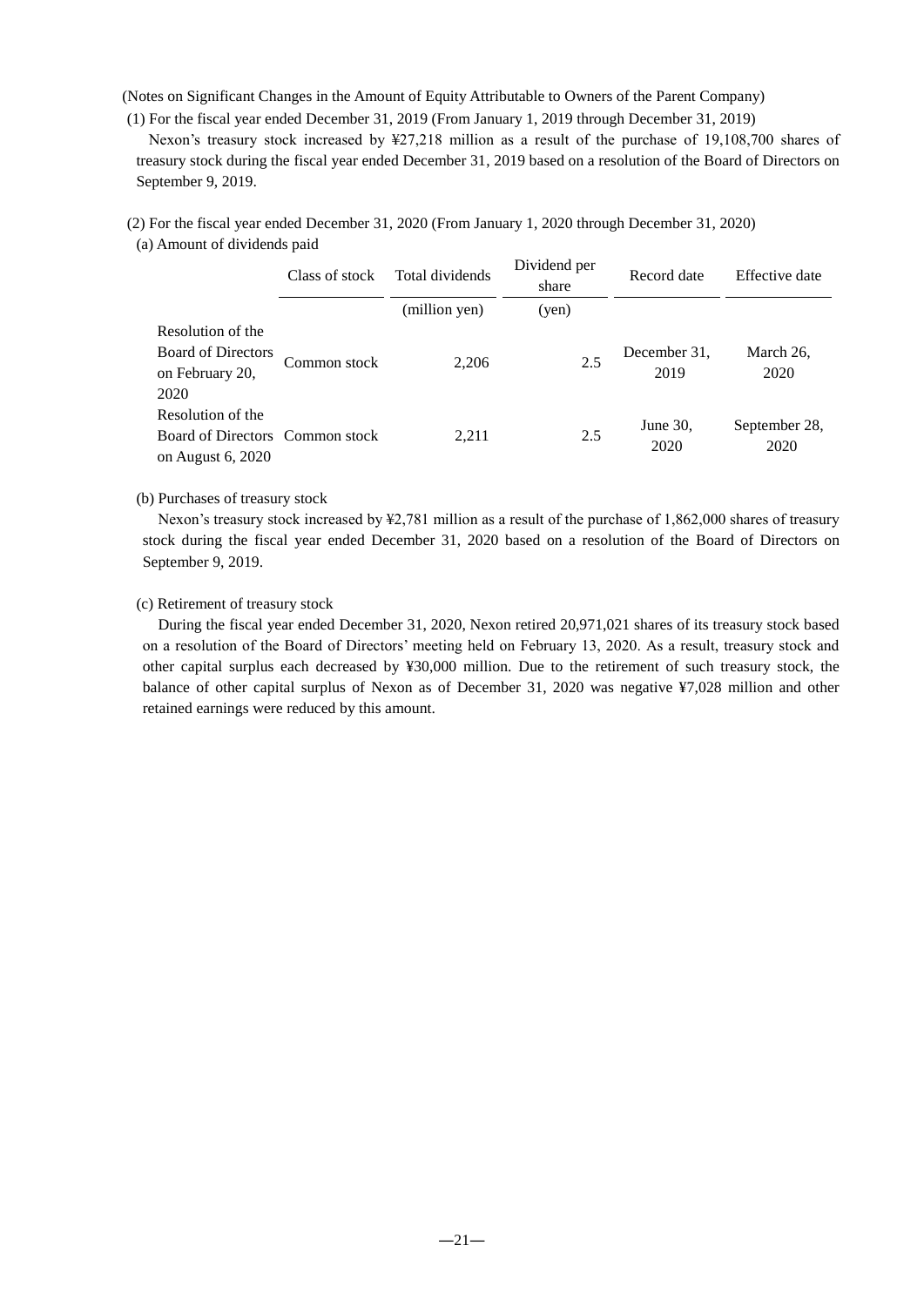(Notes on Significant Changes in the Amount of Equity Attributable to Owners of the Parent Company)

(1) For the fiscal year ended December 31, 2019 (From January 1, 2019 through December 31, 2019)

Nexon's treasury stock increased by ¥27,218 million as a result of the purchase of 19,108,700 shares of treasury stock during the fiscal year ended December 31, 2019 based on a resolution of the Board of Directors on September 9, 2019.

(2) For the fiscal year ended December 31, 2020 (From January 1, 2020 through December 31, 2020)

(a) Amount of dividends paid

| | Class of stock | Total dividends | Dividend per share | Record date | Effective date |
|---|---|---|---|---|---|
| | | (million yen) | (yen) | | |
| Resolution of the Board of Directors on February 20, 2020 | Common stock | 2,206 | 2.5 | December 31, 2019 | March 26, 2020 |
| Resolution of the Board of Directors on August 6, 2020 | Common stock | 2,211 | 2.5 | June 30, 2020 | September 28, 2020 |

(b) Purchases of treasury stock

Nexon's treasury stock increased by ¥2,781 million as a result of the purchase of 1,862,000 shares of treasury stock during the fiscal year ended December 31, 2020 based on a resolution of the Board of Directors on September 9, 2019.

(c) Retirement of treasury stock

During the fiscal year ended December 31, 2020, Nexon retired 20,971,021 shares of its treasury stock based on a resolution of the Board of Directors' meeting held on February 13, 2020. As a result, treasury stock and other capital surplus each decreased by ¥30,000 million. Due to the retirement of such treasury stock, the balance of other capital surplus of Nexon as of December 31, 2020 was negative ¥7,028 million and other retained earnings were reduced by this amount.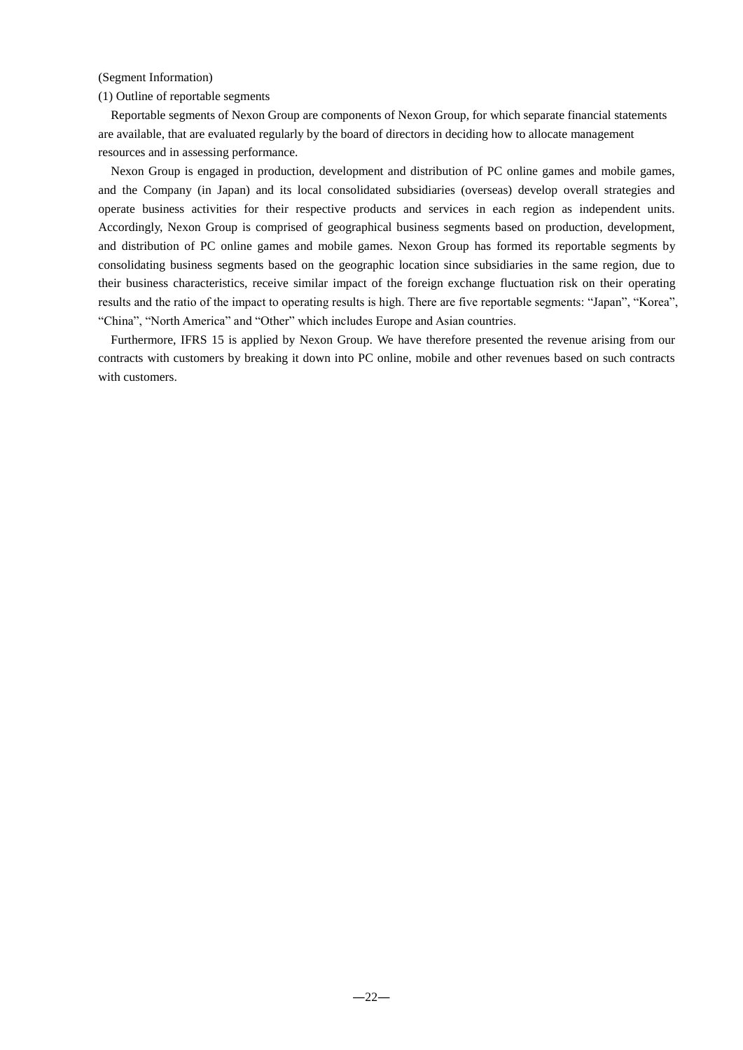(Segment Information)

(1) Outline of reportable segments

Reportable segments of Nexon Group are components of Nexon Group, for which separate financial statements are available, that are evaluated regularly by the board of directors in deciding how to allocate management resources and in assessing performance.

Nexon Group is engaged in production, development and distribution of PC online games and mobile games, and the Company (in Japan) and its local consolidated subsidiaries (overseas) develop overall strategies and operate business activities for their respective products and services in each region as independent units. Accordingly, Nexon Group is comprised of geographical business segments based on production, development, and distribution of PC online games and mobile games. Nexon Group has formed its reportable segments by consolidating business segments based on the geographic location since subsidiaries in the same region, due to their business characteristics, receive similar impact of the foreign exchange fluctuation risk on their operating results and the ratio of the impact to operating results is high. There are five reportable segments: "Japan", "Korea", "China", "North America" and "Other" which includes Europe and Asian countries.

Furthermore, IFRS 15 is applied by Nexon Group. We have therefore presented the revenue arising from our contracts with customers by breaking it down into PC online, mobile and other revenues based on such contracts with customers.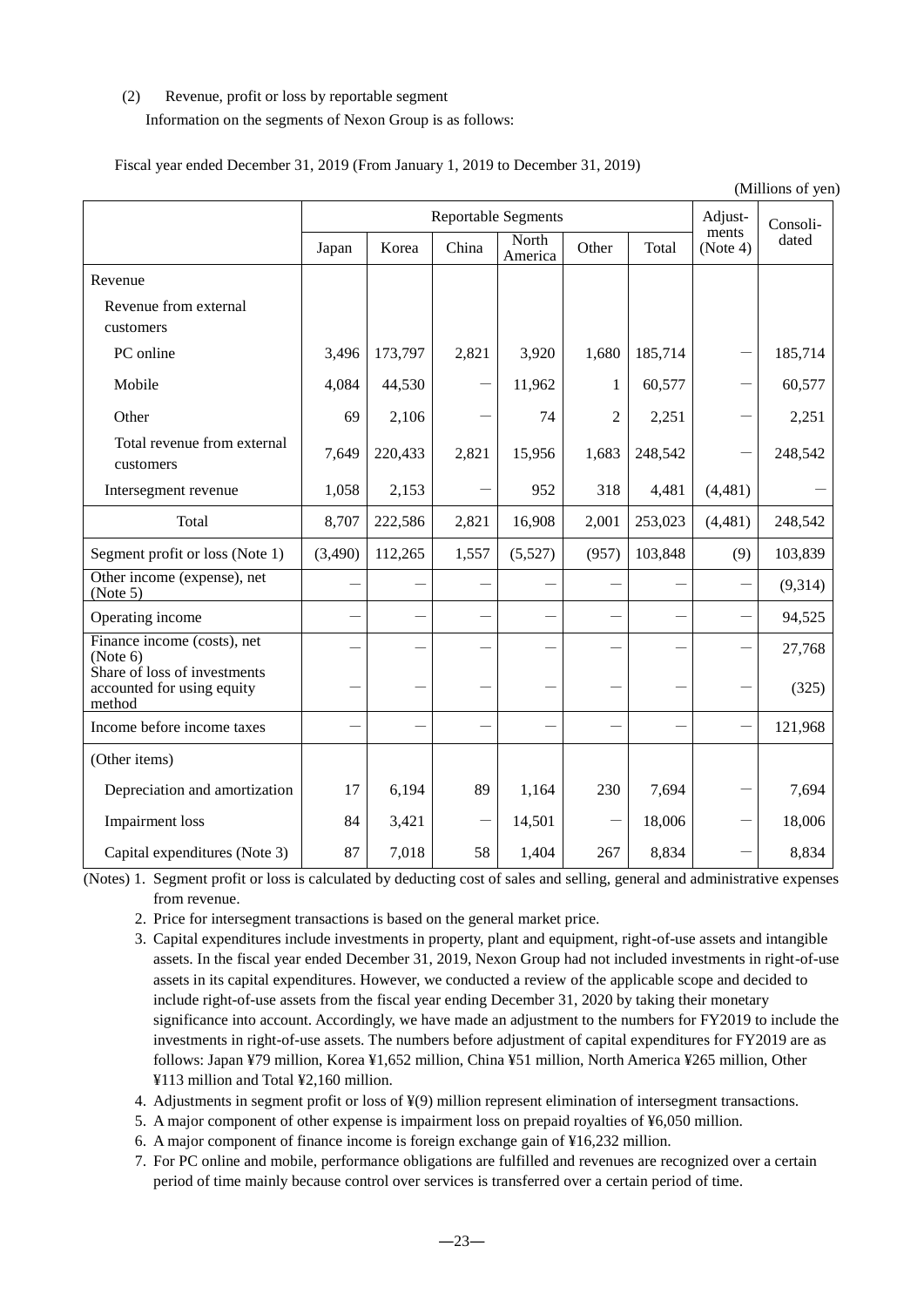(2) Revenue, profit or loss by reportable segment

Information on the segments of Nexon Group is as follows:

Fiscal year ended December 31, 2019 (From January 1, 2019 to December 31, 2019)

(Millions of yen)

| | Reportable Segments | | | | | | Adjust-ments (Note 4) | Consoli-dated |
|---|---|---|---|---|---|---|---|---|
| | Japan | Korea | China | North America | Other | Total | | |
| Revenue | | | | | | | | |
| Revenue from external customers | | | | | | | | |
| PC online | 3,496 | 173,797 | 2,821 | 3,920 | 1,680 | 185,714 | ― | 185,714 |
| Mobile | 4,084 | 44,530 | ― | 11,962 | 1 | 60,577 | ― | 60,577 |
| Other | 69 | 2,106 | ― | 74 | 2 | 2,251 | ― | 2,251 |
| Total revenue from external customers | 7,649 | 220,433 | 2,821 | 15,956 | 1,683 | 248,542 | ― | 248,542 |
| Intersegment revenue | 1,058 | 2,153 | ― | 952 | 318 | 4,481 | (4,481) | ― |
| Total | 8,707 | 222,586 | 2,821 | 16,908 | 2,001 | 253,023 | (4,481) | 248,542 |
| Segment profit or loss (Note 1) | (3,490) | 112,265 | 1,557 | (5,527) | (957) | 103,848 | (9) | 103,839 |
| Other income (expense), net (Note 5) | ― | ― | ― | ― | ― | ― | ― | (9,314) |
| Operating income | ― | ― | ― | ― | ― | ― | ― | 94,525 |
| Finance income (costs), net (Note 6) | ― | ― | ― | ― | ― | ― | ― | 27,768 |
| Share of loss of investments accounted for using equity method | ― | ― | ― | ― | ― | ― | ― | (325) |
| Income before income taxes | ― | ― | ― | ― | ― | ― | ― | 121,968 |
| (Other items) | | | | | | | | |
| Depreciation and amortization | 17 | 6,194 | 89 | 1,164 | 230 | 7,694 | ― | 7,694 |
| Impairment loss | 84 | 3,421 | ― | 14,501 | ― | 18,006 | ― | 18,006 |
| Capital expenditures (Note 3) | 87 | 7,018 | 58 | 1,404 | 267 | 8,834 | ― | 8,834 |

(Notes) 1. Segment profit or loss is calculated by deducting cost of sales and selling, general and administrative expenses from revenue.

2. Price for intersegment transactions is based on the general market price.

3. Capital expenditures include investments in property, plant and equipment, right-of-use assets and intangible assets. In the fiscal year ended December 31, 2019, Nexon Group had not included investments in right-of-use assets in its capital expenditures. However, we conducted a review of the applicable scope and decided to include right-of-use assets from the fiscal year ending December 31, 2020 by taking their monetary significance into account. Accordingly, we have made an adjustment to the numbers for FY2019 to include the investments in right-of-use assets. The numbers before adjustment of capital expenditures for FY2019 are as follows: Japan ¥79 million, Korea ¥1,652 million, China ¥51 million, North America ¥265 million, Other ¥113 million and Total ¥2,160 million.

4. Adjustments in segment profit or loss of ¥(9) million represent elimination of intersegment transactions.

5. A major component of other expense is impairment loss on prepaid royalties of ¥6,050 million.

6. A major component of finance income is foreign exchange gain of ¥16,232 million.

7. For PC online and mobile, performance obligations are fulfilled and revenues are recognized over a certain period of time mainly because control over services is transferred over a certain period of time.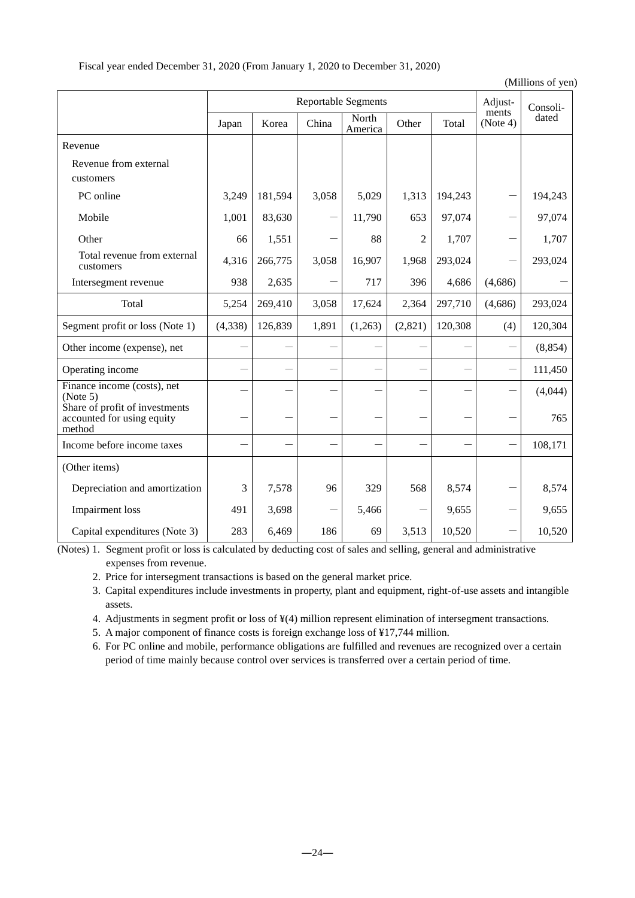Fiscal year ended December 31, 2020 (From January 1, 2020 to December 31, 2020)

(Millions of yen)

| | Reportable Segments | | | | | | Adjust-ments (Note 4) | Consoli-dated |
|---|---|---|---|---|---|---|---|---|
| | Japan | Korea | China | North America | Other | Total | | |
| Revenue | | | | | | | | |
| Revenue from external customers | | | | | | | | |
| PC online | 3,249 | 181,594 | 3,058 | 5,029 | 1,313 | 194,243 | — | 194,243 |
| Mobile | 1,001 | 83,630 | — | 11,790 | 653 | 97,074 | — | 97,074 |
| Other | 66 | 1,551 | — | 88 | 2 | 1,707 | — | 1,707 |
| Total revenue from external customers | 4,316 | 266,775 | 3,058 | 16,907 | 1,968 | 293,024 | — | 293,024 |
| Intersegment revenue | 938 | 2,635 | — | 717 | 396 | 4,686 | (4,686) | — |
| Total | 5,254 | 269,410 | 3,058 | 17,624 | 2,364 | 297,710 | (4,686) | 293,024 |
| Segment profit or loss (Note 1) | (4,338) | 126,839 | 1,891 | (1,263) | (2,821) | 120,308 | (4) | 120,304 |
| Other income (expense), net | — | — | — | — | — | — | — | (8,854) |
| Operating income | — | — | — | — | — | — | — | 111,450 |
| Finance income (costs), net (Note 5) | — | — | — | — | — | — | — | (4,044) |
| Share of profit of investments accounted for using equity method | — | — | — | — | — | — | — | 765 |
| Income before income taxes | — | — | — | — | — | — | — | 108,171 |
| (Other items) | | | | | | | | |
| Depreciation and amortization | 3 | 7,578 | 96 | 329 | 568 | 8,574 | — | 8,574 |
| Impairment loss | 491 | 3,698 | — | 5,466 | — | 9,655 | — | 9,655 |
| Capital expenditures (Note 3) | 283 | 6,469 | 186 | 69 | 3,513 | 10,520 | — | 10,520 |

(Notes) 1. Segment profit or loss is calculated by deducting cost of sales and selling, general and administrative expenses from revenue.

2. Price for intersegment transactions is based on the general market price.

3. Capital expenditures include investments in property, plant and equipment, right-of-use assets and intangible assets.

4. Adjustments in segment profit or loss of ¥(4) million represent elimination of intersegment transactions.

5. A major component of finance costs is foreign exchange loss of ¥17,744 million.

6. For PC online and mobile, performance obligations are fulfilled and revenues are recognized over a certain period of time mainly because control over services is transferred over a certain period of time.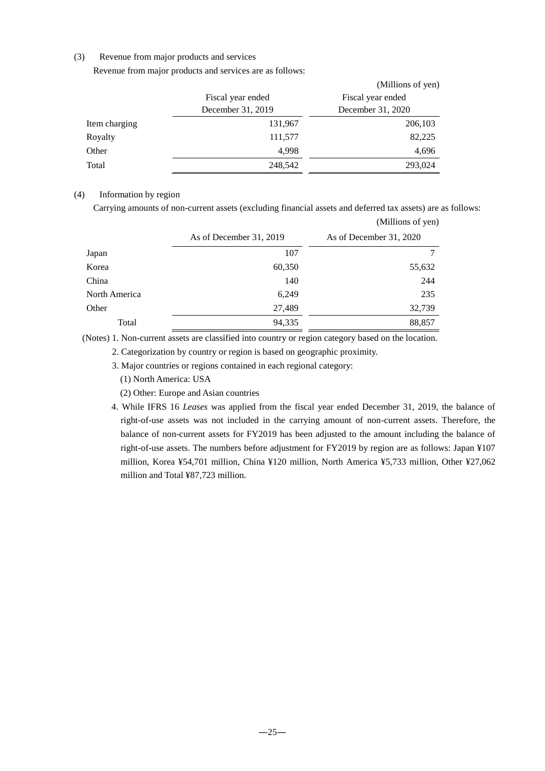(3) Revenue from major products and services

Revenue from major products and services are as follows:

(Millions of yen)

| | Fiscal year ended December 31, 2019 | Fiscal year ended December 31, 2020 |
|---|---|---|
| Item charging | 131,967 | 206,103 |
| Royalty | 111,577 | 82,225 |
| Other | 4,998 | 4,696 |
| Total | 248,542 | 293,024 |

(4) Information by region

Carrying amounts of non-current assets (excluding financial assets and deferred tax assets) are as follows:

(Millions of yen)

| | As of December 31, 2019 | As of December 31, 2020 |
|---|---|---|
| Japan | 107 | 7 |
| Korea | 60,350 | 55,632 |
| China | 140 | 244 |
| North America | 6,249 | 235 |
| Other | 27,489 | 32,739 |
| Total | 94,335 | 88,857 |

(Notes) 1. Non-current assets are classified into country or region category based on the location.

2. Categorization by country or region is based on geographic proximity.

3. Major countries or regions contained in each regional category:

(1) North America: USA

(2) Other: Europe and Asian countries

4. While IFRS 16 *Leases* was applied from the fiscal year ended December 31, 2019, the balance of right-of-use assets was not included in the carrying amount of non-current assets. Therefore, the balance of non-current assets for FY2019 has been adjusted to the amount including the balance of right-of-use assets. The numbers before adjustment for FY2019 by region are as follows: Japan ¥107 million, Korea ¥54,701 million, China ¥120 million, North America ¥5,733 million, Other ¥27,062 million and Total ¥87,723 million.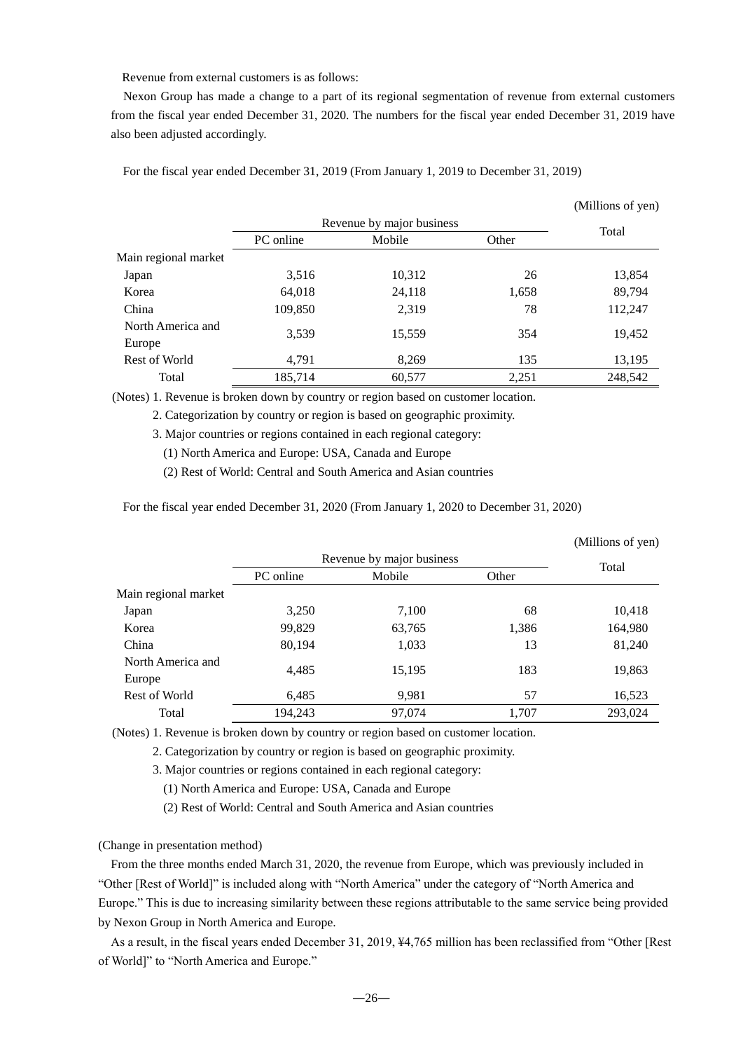Revenue from external customers is as follows:

Nexon Group has made a change to a part of its regional segmentation of revenue from external customers from the fiscal year ended December 31, 2020. The numbers for the fiscal year ended December 31, 2019 have also been adjusted accordingly.

For the fiscal year ended December 31, 2019 (From January 1, 2019 to December 31, 2019)

(Millions of yen)

| | Revenue by major business | | | Total |
|---|---|---|---|---|
| | PC online | Mobile | Other | |
| Main regional market | | | | |
| Japan | 3,516 | 10,312 | 26 | 13,854 |
| Korea | 64,018 | 24,118 | 1,658 | 89,794 |
| China | 109,850 | 2,319 | 78 | 112,247 |
| North America and Europe | 3,539 | 15,559 | 354 | 19,452 |
| Rest of World | 4,791 | 8,269 | 135 | 13,195 |
| Total | 185,714 | 60,577 | 2,251 | 248,542 |

(Notes) 1. Revenue is broken down by country or region based on customer location.

2. Categorization by country or region is based on geographic proximity.

3. Major countries or regions contained in each regional category:

(1) North America and Europe: USA, Canada and Europe

(2) Rest of World: Central and South America and Asian countries

For the fiscal year ended December 31, 2020 (From January 1, 2020 to December 31, 2020)

(Millions of yen)

| | Revenue by major business | | | Total |
|---|---|---|---|---|
| | PC online | Mobile | Other | |
| Main regional market | | | | |
| Japan | 3,250 | 7,100 | 68 | 10,418 |
| Korea | 99,829 | 63,765 | 1,386 | 164,980 |
| China | 80,194 | 1,033 | 13 | 81,240 |
| North America and Europe | 4,485 | 15,195 | 183 | 19,863 |
| Rest of World | 6,485 | 9,981 | 57 | 16,523 |
| Total | 194,243 | 97,074 | 1,707 | 293,024 |

(Notes) 1. Revenue is broken down by country or region based on customer location.

2. Categorization by country or region is based on geographic proximity.

3. Major countries or regions contained in each regional category:

(1) North America and Europe: USA, Canada and Europe

(2) Rest of World: Central and South America and Asian countries

(Change in presentation method)

From the three months ended March 31, 2020, the revenue from Europe, which was previously included in "Other [Rest of World]" is included along with "North America" under the category of "North America and Europe." This is due to increasing similarity between these regions attributable to the same service being provided by Nexon Group in North America and Europe.

As a result, in the fiscal years ended December 31, 2019, ¥4,765 million has been reclassified from "Other [Rest of World]" to "North America and Europe."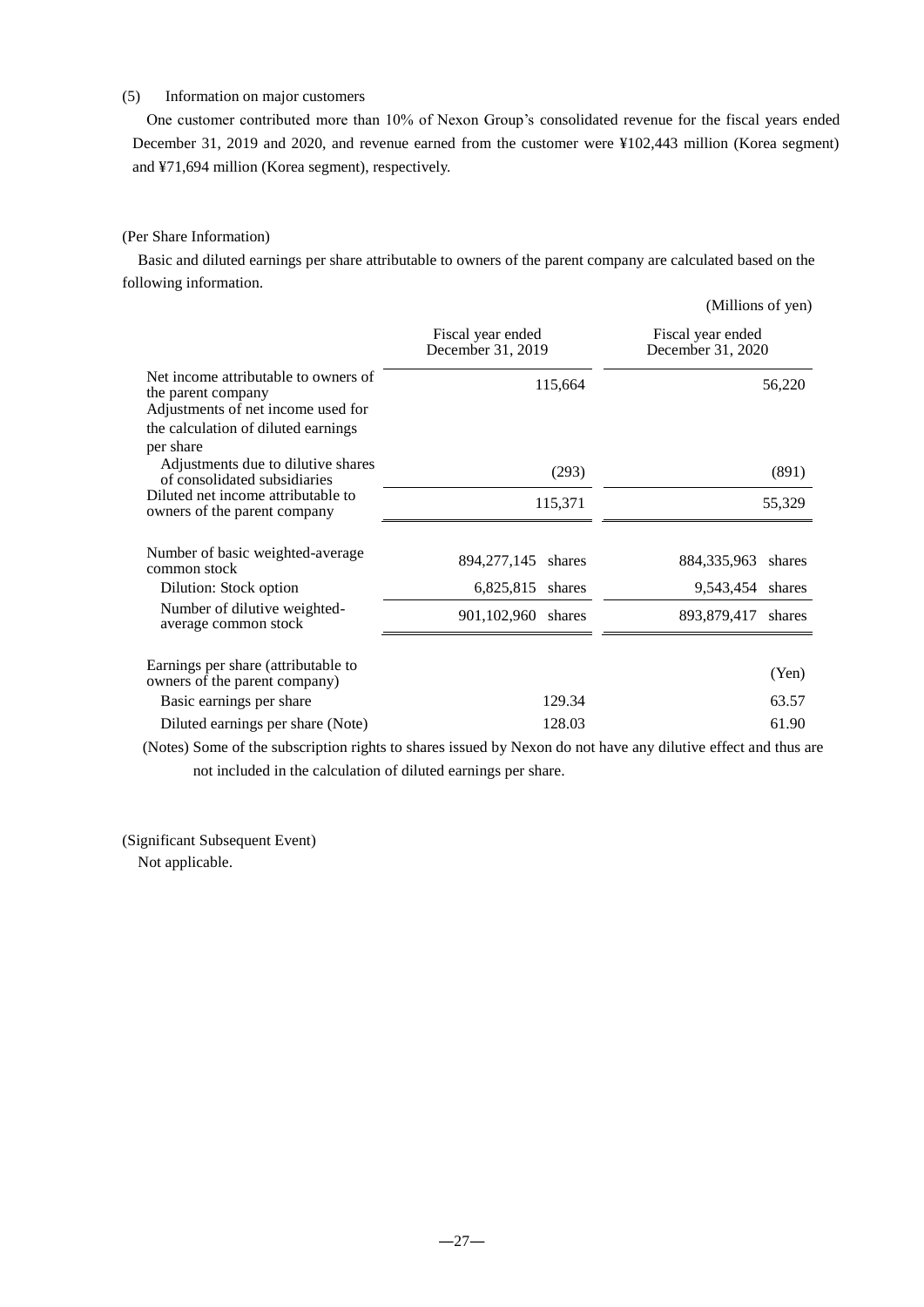(5) Information on major customers

One customer contributed more than 10% of Nexon Group's consolidated revenue for the fiscal years ended December 31, 2019 and 2020, and revenue earned from the customer were ¥102,443 million (Korea segment) and ¥71,694 million (Korea segment), respectively.

(Per Share Information)

Basic and diluted earnings per share attributable to owners of the parent company are calculated based on the following information.

(Millions of yen)

| | Fiscal year ended December 31, 2019 | Fiscal year ended December 31, 2020 |
|---|---|---|
| Net income attributable to owners of the parent company | 115,664 | 56,220 |
| Adjustments of net income used for the calculation of diluted earnings per share | | |
| Adjustments due to dilutive shares of consolidated subsidiaries | (293) | (891) |
| Diluted net income attributable to owners of the parent company | 115,371 | 55,329 |
| | | |
| Number of basic weighted-average common stock | 894,277,145 shares | 884,335,963 shares |
| Dilution: Stock option | 6,825,815 shares | 9,543,454 shares |
| Number of dilutive weighted-average common stock | 901,102,960 shares | 893,879,417 shares |
| | | |
| Earnings per share (attributable to owners of the parent company) | | (Yen) |
| Basic earnings per share | 129.34 | 63.57 |
| Diluted earnings per share (Note) | 128.03 | 61.90 |

(Notes) Some of the subscription rights to shares issued by Nexon do not have any dilutive effect and thus are not included in the calculation of diluted earnings per share.

(Significant Subsequent Event)

Not applicable.